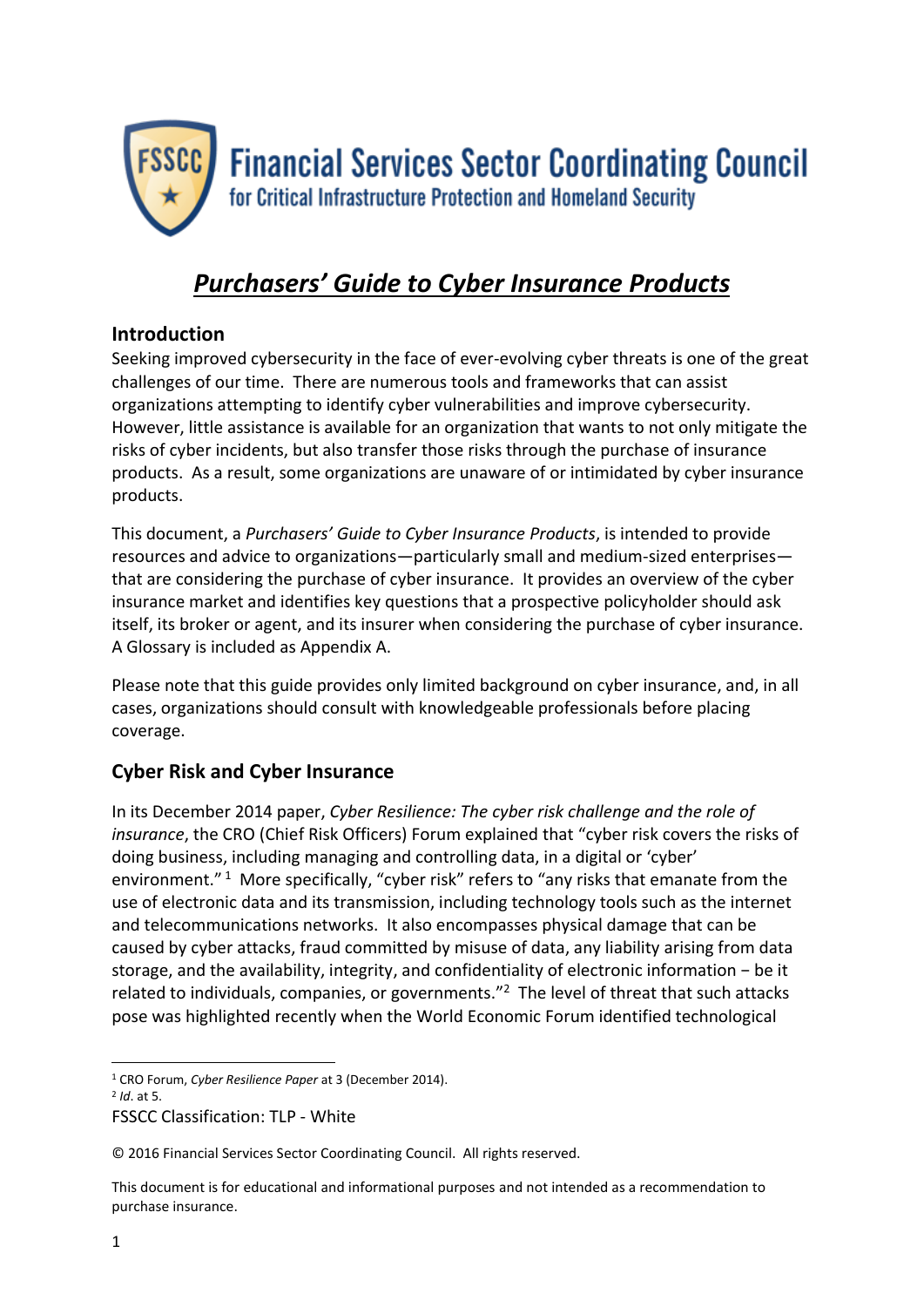Financial Services Sector Coordinating Council
for Critical Infrastructure Protection and Homeland Security

# *Purchasers' Guide to Cyber Insurance Products*

## Introduction

Seeking improved cybersecurity in the face of ever-evolving cyber threats is one of the great challenges of our time. There are numerous tools and frameworks that can assist organizations attempting to identify cyber vulnerabilities and improve cybersecurity. However, little assistance is available for an organization that wants to not only mitigate the risks of cyber incidents, but also transfer those risks through the purchase of insurance products. As a result, some organizations are unaware of or intimidated by cyber insurance products.

This document, a *Purchasers' Guide to Cyber Insurance Products*, is intended to provide resources and advice to organizations—particularly small and medium-sized enterprises—that are considering the purchase of cyber insurance. It provides an overview of the cyber insurance market and identifies key questions that a prospective policyholder should ask itself, its broker or agent, and its insurer when considering the purchase of cyber insurance. A Glossary is included as Appendix A.

Please note that this guide provides only limited background on cyber insurance, and, in all cases, organizations should consult with knowledgeable professionals before placing coverage.

## Cyber Risk and Cyber Insurance

In its December 2014 paper, *Cyber Resilience: The cyber risk challenge and the role of insurance*, the CRO (Chief Risk Officers) Forum explained that "cyber risk covers the risks of doing business, including managing and controlling data, in a digital or 'cyber' environment."[1] More specifically, "cyber risk" refers to "any risks that emanate from the use of electronic data and its transmission, including technology tools such as the internet and telecommunications networks. It also encompasses physical damage that can be caused by cyber attacks, fraud committed by misuse of data, any liability arising from data storage, and the availability, integrity, and confidentiality of electronic information − be it related to individuals, companies, or governments."[2] The level of threat that such attacks pose was highlighted recently when the World Economic Forum identified technological

[1] CRO Forum, *Cyber Resilience Paper* at 3 (December 2014).
[2] *Id*. at 5.

FSSCC Classification: TLP - White

© 2016 Financial Services Sector Coordinating Council. All rights reserved.

This document is for educational and informational purposes and not intended as a recommendation to purchase insurance.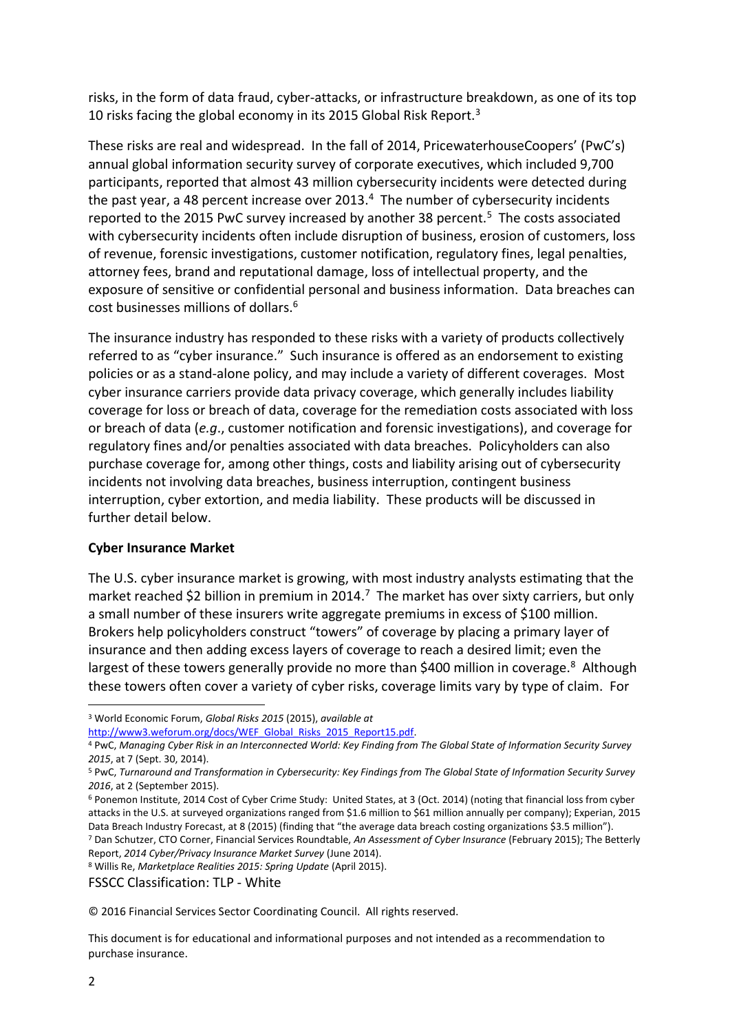risks, in the form of data fraud, cyber-attacks, or infrastructure breakdown, as one of its top 10 risks facing the global economy in its 2015 Global Risk Report.[3]

These risks are real and widespread. In the fall of 2014, PricewaterhouseCoopers' (PwC's) annual global information security survey of corporate executives, which included 9,700 participants, reported that almost 43 million cybersecurity incidents were detected during the past year, a 48 percent increase over 2013.[4] The number of cybersecurity incidents reported to the 2015 PwC survey increased by another 38 percent.[5] The costs associated with cybersecurity incidents often include disruption of business, erosion of customers, loss of revenue, forensic investigations, customer notification, regulatory fines, legal penalties, attorney fees, brand and reputational damage, loss of intellectual property, and the exposure of sensitive or confidential personal and business information. Data breaches can cost businesses millions of dollars.[6]

The insurance industry has responded to these risks with a variety of products collectively referred to as "cyber insurance." Such insurance is offered as an endorsement to existing policies or as a stand-alone policy, and may include a variety of different coverages. Most cyber insurance carriers provide data privacy coverage, which generally includes liability coverage for loss or breach of data, coverage for the remediation costs associated with loss or breach of data (*e.g*., customer notification and forensic investigations), and coverage for regulatory fines and/or penalties associated with data breaches. Policyholders can also purchase coverage for, among other things, costs and liability arising out of cybersecurity incidents not involving data breaches, business interruption, contingent business interruption, cyber extortion, and media liability. These products will be discussed in further detail below.

**Cyber Insurance Market**

The U.S. cyber insurance market is growing, with most industry analysts estimating that the market reached $2 billion in premium in 2014.[7] The market has over sixty carriers, but only a small number of these insurers write aggregate premiums in excess of $100 million. Brokers help policyholders construct "towers" of coverage by placing a primary layer of insurance and then adding excess layers of coverage to reach a desired limit; even the largest of these towers generally provide no more than $400 million in coverage.[8] Although these towers often cover a variety of cyber risks, coverage limits vary by type of claim. For

---

[3] World Economic Forum, *Global Risks 2015* (2015), *available at* http://www3.weforum.org/docs/WEF_Global_Risks_2015_Report15.pdf.

[4] PwC, *Managing Cyber Risk in an Interconnected World: Key Finding from The Global State of Information Security Survey 2015*, at 7 (Sept. 30, 2014).

[5] PwC, *Turnaround and Transformation in Cybersecurity: Key Findings from The Global State of Information Security Survey 2016*, at 2 (September 2015).

[6] Ponemon Institute, 2014 Cost of Cyber Crime Study: United States, at 3 (Oct. 2014) (noting that financial loss from cyber attacks in the U.S. at surveyed organizations ranged from $1.6 million to $61 million annually per company); Experian, 2015 Data Breach Industry Forecast, at 8 (2015) (finding that "the average data breach costing organizations $3.5 million").

[7] Dan Schutzer, CTO Corner, Financial Services Roundtable, *An Assessment of Cyber Insurance* (February 2015); The Betterly Report, *2014 Cyber/Privacy Insurance Market Survey* (June 2014).

[8] Willis Re, *Marketplace Realities 2015: Spring Update* (April 2015).

FSSCC Classification: TLP - White

© 2016 Financial Services Sector Coordinating Council. All rights reserved.

This document is for educational and informational purposes and not intended as a recommendation to purchase insurance.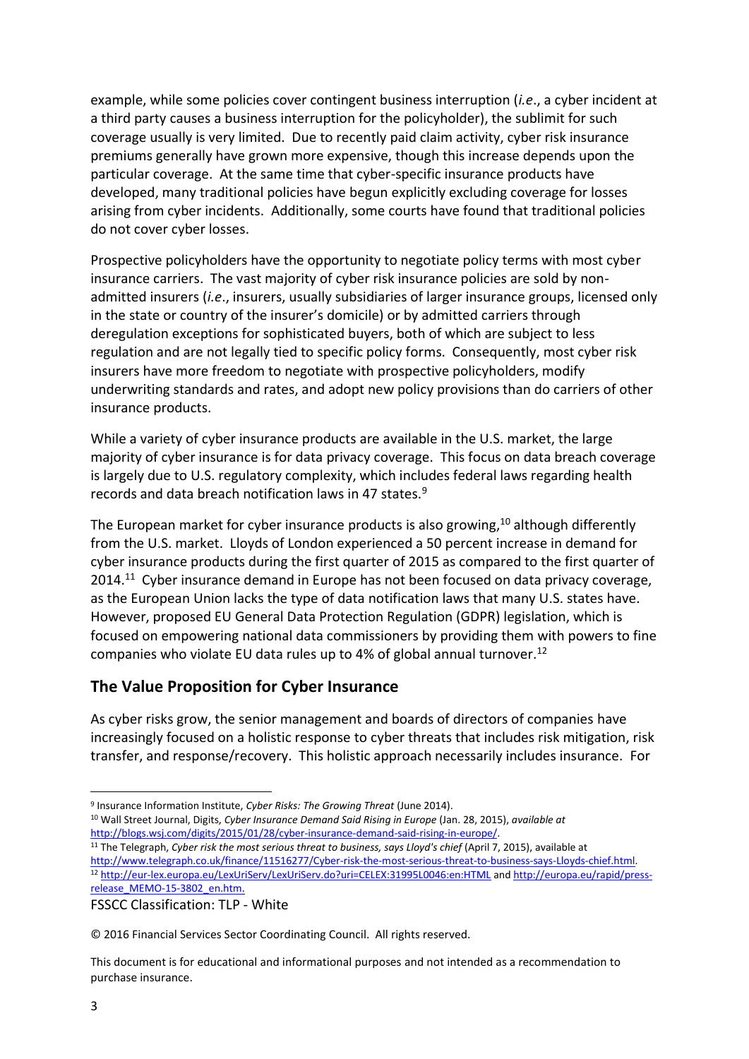example, while some policies cover contingent business interruption (*i.e*., a cyber incident at a third party causes a business interruption for the policyholder), the sublimit for such coverage usually is very limited. Due to recently paid claim activity, cyber risk insurance premiums generally have grown more expensive, though this increase depends upon the particular coverage. At the same time that cyber-specific insurance products have developed, many traditional policies have begun explicitly excluding coverage for losses arising from cyber incidents. Additionally, some courts have found that traditional policies do not cover cyber losses.

Prospective policyholders have the opportunity to negotiate policy terms with most cyber insurance carriers. The vast majority of cyber risk insurance policies are sold by non-admitted insurers (*i.e*., insurers, usually subsidiaries of larger insurance groups, licensed only in the state or country of the insurer's domicile) or by admitted carriers through deregulation exceptions for sophisticated buyers, both of which are subject to less regulation and are not legally tied to specific policy forms. Consequently, most cyber risk insurers have more freedom to negotiate with prospective policyholders, modify underwriting standards and rates, and adopt new policy provisions than do carriers of other insurance products.

While a variety of cyber insurance products are available in the U.S. market, the large majority of cyber insurance is for data privacy coverage. This focus on data breach coverage is largely due to U.S. regulatory complexity, which includes federal laws regarding health records and data breach notification laws in 47 states.[9]

The European market for cyber insurance products is also growing,[10] although differently from the U.S. market. Lloyds of London experienced a 50 percent increase in demand for cyber insurance products during the first quarter of 2015 as compared to the first quarter of 2014.[11] Cyber insurance demand in Europe has not been focused on data privacy coverage, as the European Union lacks the type of data notification laws that many U.S. states have. However, proposed EU General Data Protection Regulation (GDPR) legislation, which is focused on empowering national data commissioners by providing them with powers to fine companies who violate EU data rules up to 4% of global annual turnover.[12]

## The Value Proposition for Cyber Insurance

As cyber risks grow, the senior management and boards of directors of companies have increasingly focused on a holistic response to cyber threats that includes risk mitigation, risk transfer, and response/recovery. This holistic approach necessarily includes insurance. For

---

[9] Insurance Information Institute, *Cyber Risks: The Growing Threat* (June 2014).

[10] Wall Street Journal, Digits, *Cyber Insurance Demand Said Rising in Europe* (Jan. 28, 2015), *available at* http://blogs.wsj.com/digits/2015/01/28/cyber-insurance-demand-said-rising-in-europe/.

[11] The Telegraph, *Cyber risk the most serious threat to business, says Lloyd's chief* (April 7, 2015), available at http://www.telegraph.co.uk/finance/11516277/Cyber-risk-the-most-serious-threat-to-business-says-Lloyds-chief.html.

[12] http://eur-lex.europa.eu/LexUriServ/LexUriServ.do?uri=CELEX:31995L0046:en:HTML and http://europa.eu/rapid/press-release_MEMO-15-3802_en.htm.

FSSCC Classification: TLP - White

© 2016 Financial Services Sector Coordinating Council. All rights reserved.

This document is for educational and informational purposes and not intended as a recommendation to purchase insurance.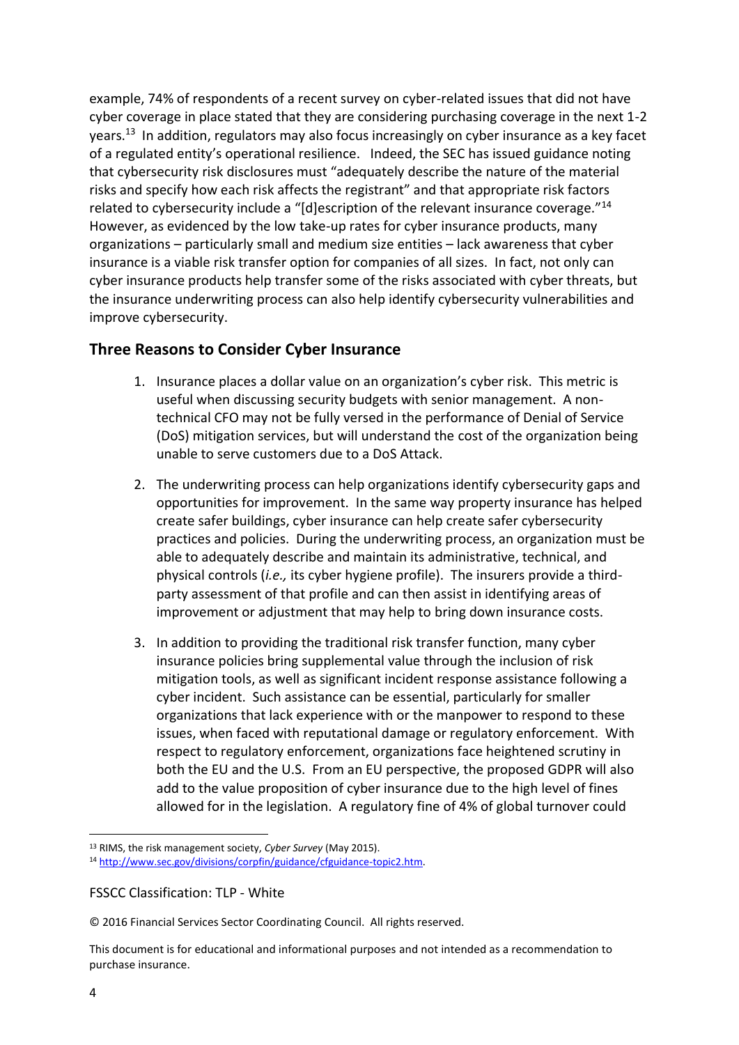example, 74% of respondents of a recent survey on cyber-related issues that did not have cyber coverage in place stated that they are considering purchasing coverage in the next 1-2 years.[13] In addition, regulators may also focus increasingly on cyber insurance as a key facet of a regulated entity's operational resilience. Indeed, the SEC has issued guidance noting that cybersecurity risk disclosures must "adequately describe the nature of the material risks and specify how each risk affects the registrant" and that appropriate risk factors related to cybersecurity include a "[d]escription of the relevant insurance coverage."[14] However, as evidenced by the low take-up rates for cyber insurance products, many organizations – particularly small and medium size entities – lack awareness that cyber insurance is a viable risk transfer option for companies of all sizes. In fact, not only can cyber insurance products help transfer some of the risks associated with cyber threats, but the insurance underwriting process can also help identify cybersecurity vulnerabilities and improve cybersecurity.

## Three Reasons to Consider Cyber Insurance

1. Insurance places a dollar value on an organization's cyber risk. This metric is useful when discussing security budgets with senior management. A non-technical CFO may not be fully versed in the performance of Denial of Service (DoS) mitigation services, but will understand the cost of the organization being unable to serve customers due to a DoS Attack.

2. The underwriting process can help organizations identify cybersecurity gaps and opportunities for improvement. In the same way property insurance has helped create safer buildings, cyber insurance can help create safer cybersecurity practices and policies. During the underwriting process, an organization must be able to adequately describe and maintain its administrative, technical, and physical controls (*i.e.,* its cyber hygiene profile). The insurers provide a third-party assessment of that profile and can then assist in identifying areas of improvement or adjustment that may help to bring down insurance costs.

3. In addition to providing the traditional risk transfer function, many cyber insurance policies bring supplemental value through the inclusion of risk mitigation tools, as well as significant incident response assistance following a cyber incident. Such assistance can be essential, particularly for smaller organizations that lack experience with or the manpower to respond to these issues, when faced with reputational damage or regulatory enforcement. With respect to regulatory enforcement, organizations face heightened scrutiny in both the EU and the U.S. From an EU perspective, the proposed GDPR will also add to the value proposition of cyber insurance due to the high level of fines allowed for in the legislation. A regulatory fine of 4% of global turnover could

---

[13] RIMS, the risk management society, *Cyber Survey* (May 2015).

[14] http://www.sec.gov/divisions/corpfin/guidance/cfguidance-topic2.htm.

FSSCC Classification: TLP - White

© 2016 Financial Services Sector Coordinating Council. All rights reserved.

This document is for educational and informational purposes and not intended as a recommendation to purchase insurance.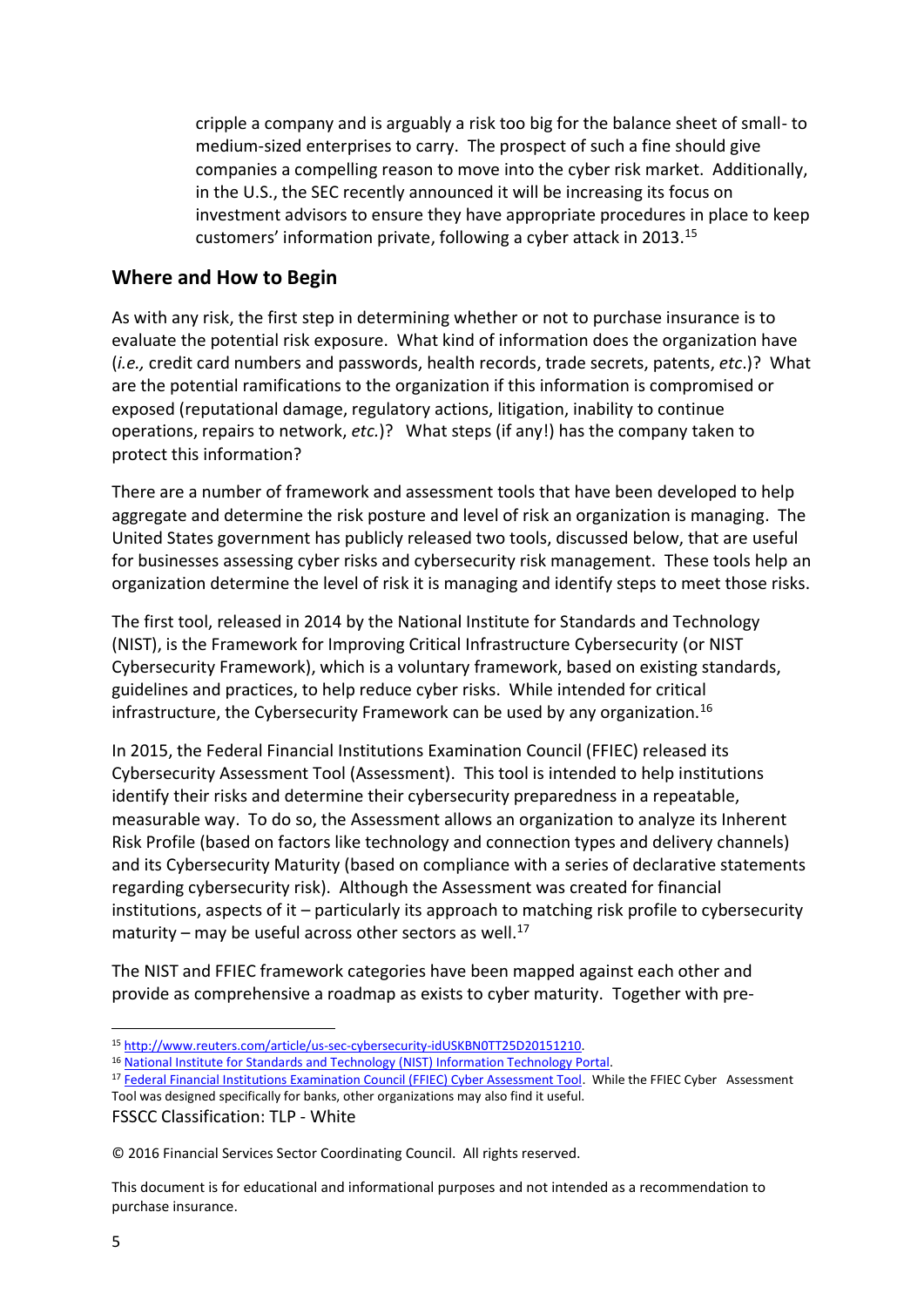cripple a company and is arguably a risk too big for the balance sheet of small- to medium-sized enterprises to carry. The prospect of such a fine should give companies a compelling reason to move into the cyber risk market. Additionally, in the U.S., the SEC recently announced it will be increasing its focus on investment advisors to ensure they have appropriate procedures in place to keep customers' information private, following a cyber attack in 2013.[15]

## Where and How to Begin

As with any risk, the first step in determining whether or not to purchase insurance is to evaluate the potential risk exposure. What kind of information does the organization have (*i.e.,* credit card numbers and passwords, health records, trade secrets, patents, *etc*.)? What are the potential ramifications to the organization if this information is compromised or exposed (reputational damage, regulatory actions, litigation, inability to continue operations, repairs to network, *etc.*)? What steps (if any!) has the company taken to protect this information?

There are a number of framework and assessment tools that have been developed to help aggregate and determine the risk posture and level of risk an organization is managing. The United States government has publicly released two tools, discussed below, that are useful for businesses assessing cyber risks and cybersecurity risk management. These tools help an organization determine the level of risk it is managing and identify steps to meet those risks.

The first tool, released in 2014 by the National Institute for Standards and Technology (NIST), is the Framework for Improving Critical Infrastructure Cybersecurity (or NIST Cybersecurity Framework), which is a voluntary framework, based on existing standards, guidelines and practices, to help reduce cyber risks. While intended for critical infrastructure, the Cybersecurity Framework can be used by any organization.[16]

In 2015, the Federal Financial Institutions Examination Council (FFIEC) released its Cybersecurity Assessment Tool (Assessment). This tool is intended to help institutions identify their risks and determine their cybersecurity preparedness in a repeatable, measurable way. To do so, the Assessment allows an organization to analyze its Inherent Risk Profile (based on factors like technology and connection types and delivery channels) and its Cybersecurity Maturity (based on compliance with a series of declarative statements regarding cybersecurity risk). Although the Assessment was created for financial institutions, aspects of it – particularly its approach to matching risk profile to cybersecurity maturity – may be useful across other sectors as well.[17]

The NIST and FFIEC framework categories have been mapped against each other and provide as comprehensive a roadmap as exists to cyber maturity. Together with pre-

---

[15] http://www.reuters.com/article/us-sec-cybersecurity-idUSKBN0TT25D20151210.

[16] National Institute for Standards and Technology (NIST) Information Technology Portal.

[17] Federal Financial Institutions Examination Council (FFIEC) Cyber Assessment Tool. While the FFIEC Cyber Assessment Tool was designed specifically for banks, other organizations may also find it useful.

FSSCC Classification: TLP - White

© 2016 Financial Services Sector Coordinating Council. All rights reserved.

This document is for educational and informational purposes and not intended as a recommendation to purchase insurance.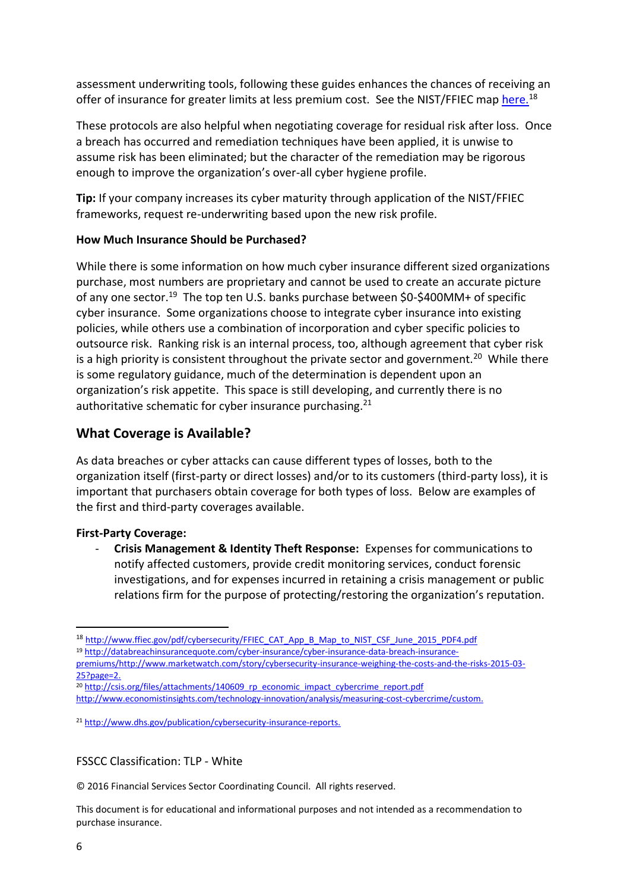assessment underwriting tools, following these guides enhances the chances of receiving an offer of insurance for greater limits at less premium cost. See the NIST/FFIEC map here.[18]

These protocols are also helpful when negotiating coverage for residual risk after loss. Once a breach has occurred and remediation techniques have been applied, it is unwise to assume risk has been eliminated; but the character of the remediation may be rigorous enough to improve the organization's over-all cyber hygiene profile.

**Tip:** If your company increases its cyber maturity through application of the NIST/FFIEC frameworks, request re-underwriting based upon the new risk profile.

**How Much Insurance Should be Purchased?**

While there is some information on how much cyber insurance different sized organizations purchase, most numbers are proprietary and cannot be used to create an accurate picture of any one sector.[19] The top ten U.S. banks purchase between $0-$400MM+ of specific cyber insurance. Some organizations choose to integrate cyber insurance into existing policies, while others use a combination of incorporation and cyber specific policies to outsource risk. Ranking risk is an internal process, too, although agreement that cyber risk is a high priority is consistent throughout the private sector and government.[20] While there is some regulatory guidance, much of the determination is dependent upon an organization's risk appetite. This space is still developing, and currently there is no authoritative schematic for cyber insurance purchasing.[21]

## What Coverage is Available?

As data breaches or cyber attacks can cause different types of losses, both to the organization itself (first-party or direct losses) and/or to its customers (third-party loss), it is important that purchasers obtain coverage for both types of loss. Below are examples of the first and third-party coverages available.

**First-Party Coverage:**

- **Crisis Management & Identity Theft Response:** Expenses for communications to notify affected customers, provide credit monitoring services, conduct forensic investigations, and for expenses incurred in retaining a crisis management or public relations firm for the purpose of protecting/restoring the organization's reputation.

---

[18] http://www.ffiec.gov/pdf/cybersecurity/FFIEC_CAT_App_B_Map_to_NIST_CSF_June_2015_PDF4.pdf

[19] http://databreachinsurancequote.com/cyber-insurance/cyber-insurance-data-breach-insurance-premiums/http://www.marketwatch.com/story/cybersecurity-insurance-weighing-the-costs-and-the-risks-2015-03-25?page=2.

[20] http://csis.org/files/attachments/140609_rp_economic_impact_cybercrime_report.pdf
http://www.economistinsights.com/technology-innovation/analysis/measuring-cost-cybercrime/custom.

[21] http://www.dhs.gov/publication/cybersecurity-insurance-reports.

FSSCC Classification: TLP - White

© 2016 Financial Services Sector Coordinating Council. All rights reserved.

This document is for educational and informational purposes and not intended as a recommendation to purchase insurance.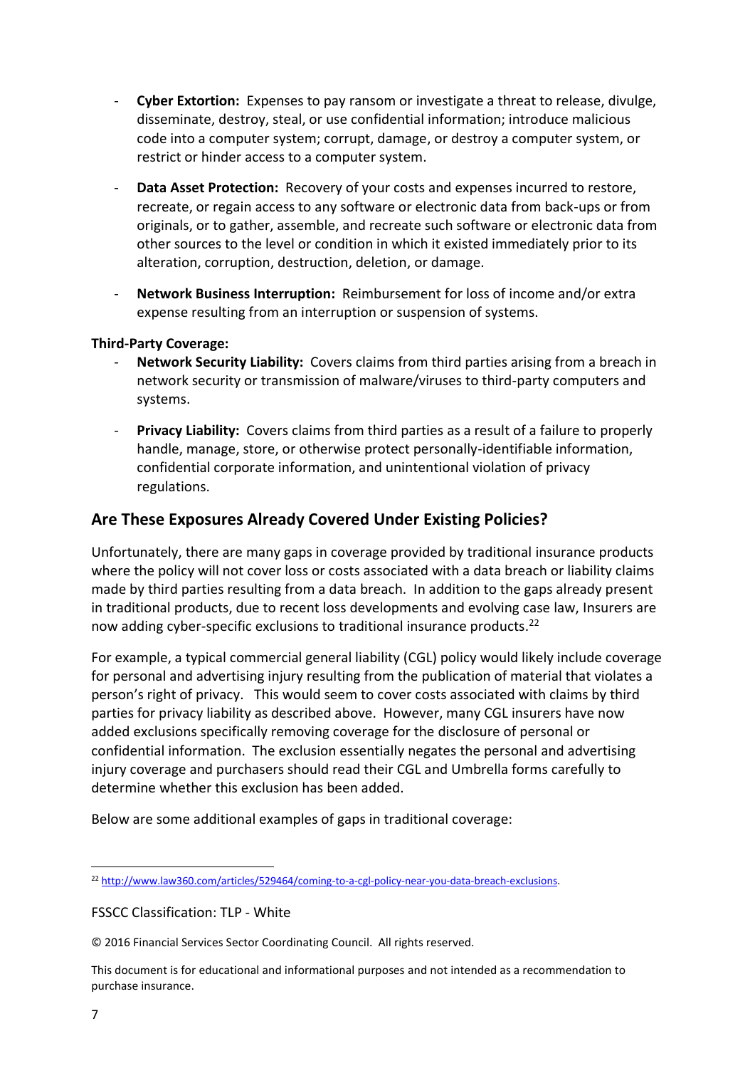- **Cyber Extortion:** Expenses to pay ransom or investigate a threat to release, divulge, disseminate, destroy, steal, or use confidential information; introduce malicious code into a computer system; corrupt, damage, or destroy a computer system, or restrict or hinder access to a computer system.

- **Data Asset Protection:** Recovery of your costs and expenses incurred to restore, recreate, or regain access to any software or electronic data from back-ups or from originals, or to gather, assemble, and recreate such software or electronic data from other sources to the level or condition in which it existed immediately prior to its alteration, corruption, destruction, deletion, or damage.

- **Network Business Interruption:** Reimbursement for loss of income and/or extra expense resulting from an interruption or suspension of systems.

**Third-Party Coverage:**

- **Network Security Liability:** Covers claims from third parties arising from a breach in network security or transmission of malware/viruses to third-party computers and systems.

- **Privacy Liability:** Covers claims from third parties as a result of a failure to properly handle, manage, store, or otherwise protect personally-identifiable information, confidential corporate information, and unintentional violation of privacy regulations.

## Are These Exposures Already Covered Under Existing Policies?

Unfortunately, there are many gaps in coverage provided by traditional insurance products where the policy will not cover loss or costs associated with a data breach or liability claims made by third parties resulting from a data breach. In addition to the gaps already present in traditional products, due to recent loss developments and evolving case law, Insurers are now adding cyber-specific exclusions to traditional insurance products.[22]

For example, a typical commercial general liability (CGL) policy would likely include coverage for personal and advertising injury resulting from the publication of material that violates a person's right of privacy. This would seem to cover costs associated with claims by third parties for privacy liability as described above. However, many CGL insurers have now added exclusions specifically removing coverage for the disclosure of personal or confidential information. The exclusion essentially negates the personal and advertising injury coverage and purchasers should read their CGL and Umbrella forms carefully to determine whether this exclusion has been added.

Below are some additional examples of gaps in traditional coverage:

[22] http://www.law360.com/articles/529464/coming-to-a-cgl-policy-near-you-data-breach-exclusions.

FSSCC Classification: TLP - White

© 2016 Financial Services Sector Coordinating Council. All rights reserved.

This document is for educational and informational purposes and not intended as a recommendation to purchase insurance.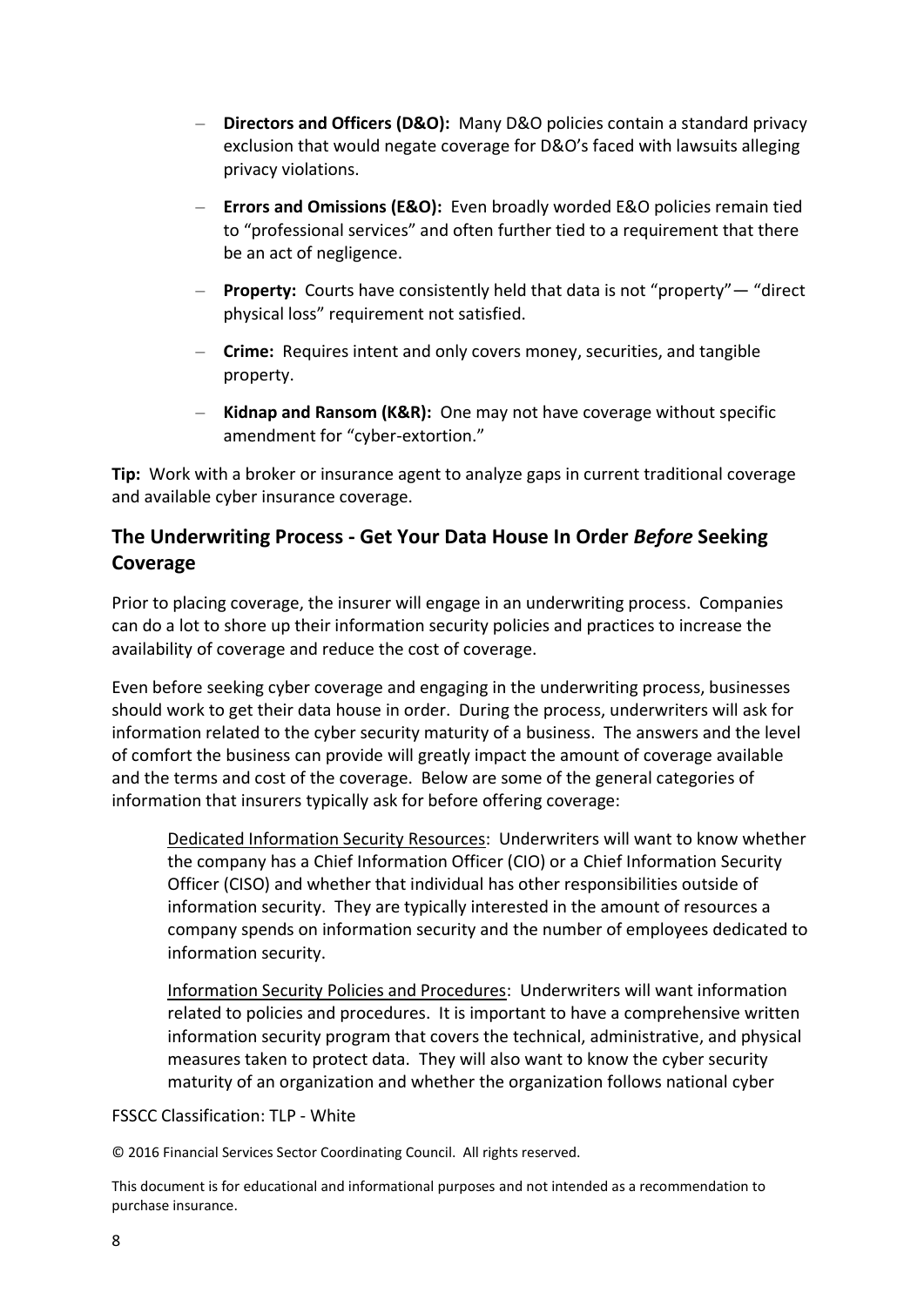- **Directors and Officers (D&O):** Many D&O policies contain a standard privacy exclusion that would negate coverage for D&O's faced with lawsuits alleging privacy violations.
- **Errors and Omissions (E&O):** Even broadly worded E&O policies remain tied to "professional services" and often further tied to a requirement that there be an act of negligence.
- **Property:** Courts have consistently held that data is not "property"— "direct physical loss" requirement not satisfied.
- **Crime:** Requires intent and only covers money, securities, and tangible property.
- **Kidnap and Ransom (K&R):** One may not have coverage without specific amendment for "cyber-extortion."

**Tip:** Work with a broker or insurance agent to analyze gaps in current traditional coverage and available cyber insurance coverage.

## The Underwriting Process - Get Your Data House In Order *Before* Seeking Coverage

Prior to placing coverage, the insurer will engage in an underwriting process. Companies can do a lot to shore up their information security policies and practices to increase the availability of coverage and reduce the cost of coverage.

Even before seeking cyber coverage and engaging in the underwriting process, businesses should work to get their data house in order. During the process, underwriters will ask for information related to the cyber security maturity of a business. The answers and the level of comfort the business can provide will greatly impact the amount of coverage available and the terms and cost of the coverage. Below are some of the general categories of information that insurers typically ask for before offering coverage:

<u>Dedicated Information Security Resources</u>: Underwriters will want to know whether the company has a Chief Information Officer (CIO) or a Chief Information Security Officer (CISO) and whether that individual has other responsibilities outside of information security. They are typically interested in the amount of resources a company spends on information security and the number of employees dedicated to information security.

<u>Information Security Policies and Procedures</u>: Underwriters will want information related to policies and procedures. It is important to have a comprehensive written information security program that covers the technical, administrative, and physical measures taken to protect data. They will also want to know the cyber security maturity of an organization and whether the organization follows national cyber

FSSCC Classification: TLP - White

© 2016 Financial Services Sector Coordinating Council. All rights reserved.

This document is for educational and informational purposes and not intended as a recommendation to purchase insurance.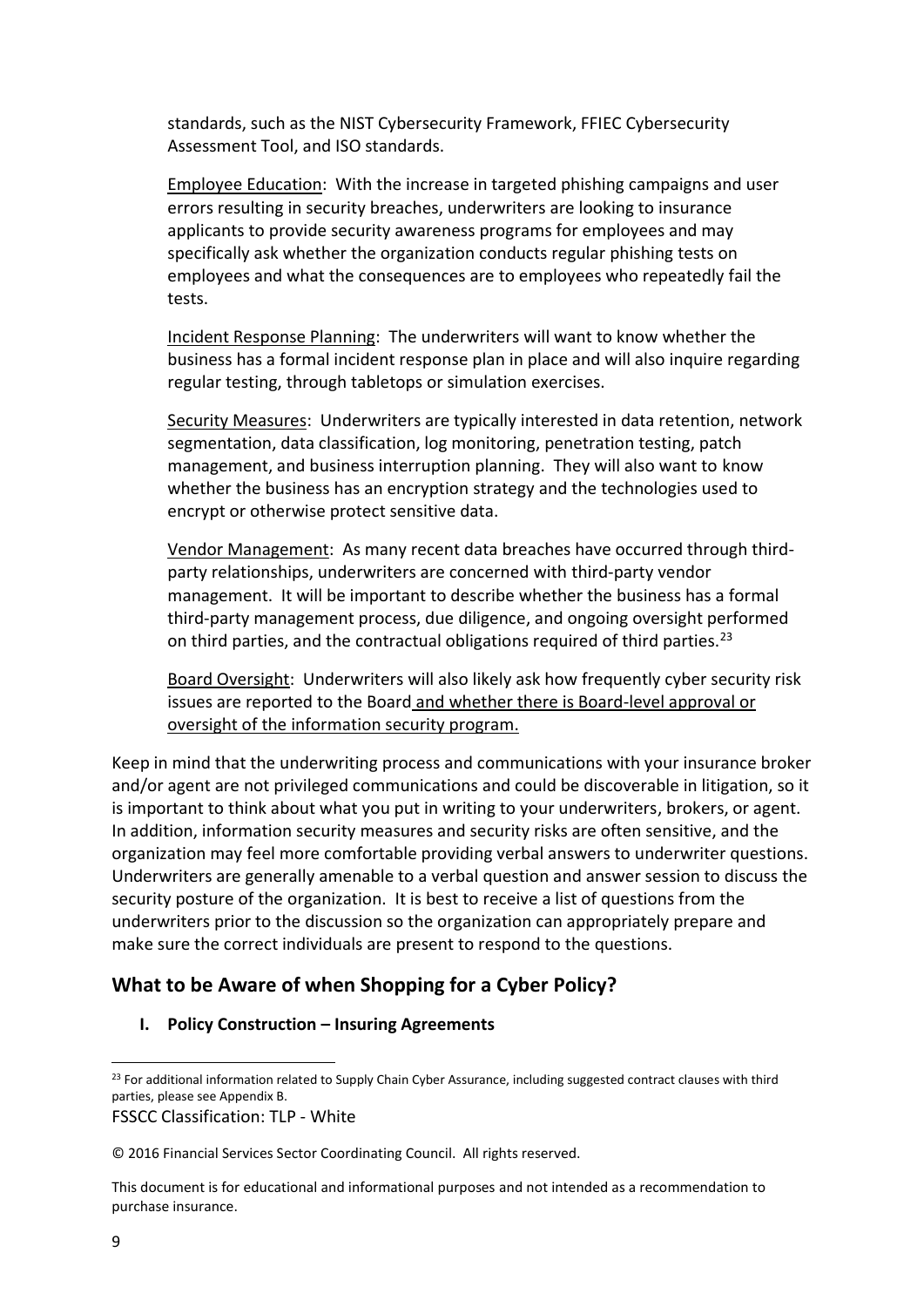standards, such as the NIST Cybersecurity Framework, FFIEC Cybersecurity Assessment Tool, and ISO standards.

Employee Education: With the increase in targeted phishing campaigns and user errors resulting in security breaches, underwriters are looking to insurance applicants to provide security awareness programs for employees and may specifically ask whether the organization conducts regular phishing tests on employees and what the consequences are to employees who repeatedly fail the tests.

Incident Response Planning: The underwriters will want to know whether the business has a formal incident response plan in place and will also inquire regarding regular testing, through tabletops or simulation exercises.

Security Measures: Underwriters are typically interested in data retention, network segmentation, data classification, log monitoring, penetration testing, patch management, and business interruption planning. They will also want to know whether the business has an encryption strategy and the technologies used to encrypt or otherwise protect sensitive data.

Vendor Management: As many recent data breaches have occurred through third-party relationships, underwriters are concerned with third-party vendor management. It will be important to describe whether the business has a formal third-party management process, due diligence, and ongoing oversight performed on third parties, and the contractual obligations required of third parties.[23]

Board Oversight: Underwriters will also likely ask how frequently cyber security risk issues are reported to the Board and whether there is Board-level approval or oversight of the information security program.

Keep in mind that the underwriting process and communications with your insurance broker and/or agent are not privileged communications and could be discoverable in litigation, so it is important to think about what you put in writing to your underwriters, brokers, or agent. In addition, information security measures and security risks are often sensitive, and the organization may feel more comfortable providing verbal answers to underwriter questions. Underwriters are generally amenable to a verbal question and answer session to discuss the security posture of the organization. It is best to receive a list of questions from the underwriters prior to the discussion so the organization can appropriately prepare and make sure the correct individuals are present to respond to the questions.

## What to be Aware of when Shopping for a Cyber Policy?

**I. Policy Construction – Insuring Agreements**

[23] For additional information related to Supply Chain Cyber Assurance, including suggested contract clauses with third parties, please see Appendix B.

FSSCC Classification: TLP - White

© 2016 Financial Services Sector Coordinating Council. All rights reserved.

This document is for educational and informational purposes and not intended as a recommendation to purchase insurance.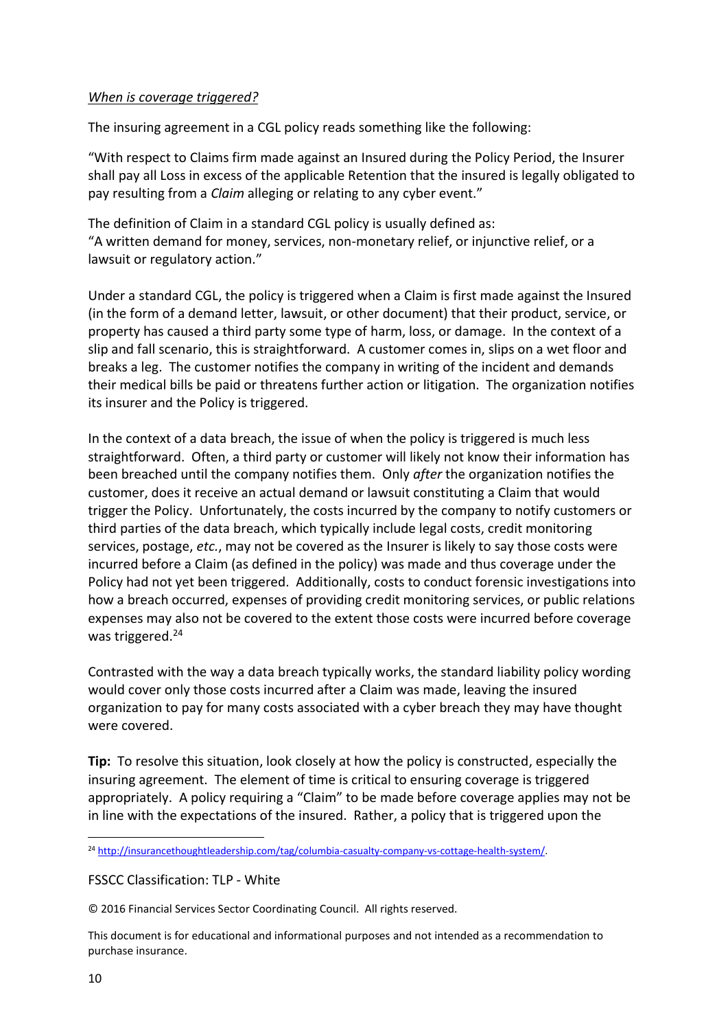*When is coverage triggered?*

The insuring agreement in a CGL policy reads something like the following:

"With respect to Claims firm made against an Insured during the Policy Period, the Insurer shall pay all Loss in excess of the applicable Retention that the insured is legally obligated to pay resulting from a *Claim* alleging or relating to any cyber event."

The definition of Claim in a standard CGL policy is usually defined as:
"A written demand for money, services, non-monetary relief, or injunctive relief, or a lawsuit or regulatory action."

Under a standard CGL, the policy is triggered when a Claim is first made against the Insured (in the form of a demand letter, lawsuit, or other document) that their product, service, or property has caused a third party some type of harm, loss, or damage. In the context of a slip and fall scenario, this is straightforward. A customer comes in, slips on a wet floor and breaks a leg. The customer notifies the company in writing of the incident and demands their medical bills be paid or threatens further action or litigation. The organization notifies its insurer and the Policy is triggered.

In the context of a data breach, the issue of when the policy is triggered is much less straightforward. Often, a third party or customer will likely not know their information has been breached until the company notifies them. Only *after* the organization notifies the customer, does it receive an actual demand or lawsuit constituting a Claim that would trigger the Policy. Unfortunately, the costs incurred by the company to notify customers or third parties of the data breach, which typically include legal costs, credit monitoring services, postage, *etc.*, may not be covered as the Insurer is likely to say those costs were incurred before a Claim (as defined in the policy) was made and thus coverage under the Policy had not yet been triggered. Additionally, costs to conduct forensic investigations into how a breach occurred, expenses of providing credit monitoring services, or public relations expenses may also not be covered to the extent those costs were incurred before coverage was triggered.[24]

Contrasted with the way a data breach typically works, the standard liability policy wording would cover only those costs incurred after a Claim was made, leaving the insured organization to pay for many costs associated with a cyber breach they may have thought were covered.

**Tip:** To resolve this situation, look closely at how the policy is constructed, especially the insuring agreement. The element of time is critical to ensuring coverage is triggered appropriately. A policy requiring a "Claim" to be made before coverage applies may not be in line with the expectations of the insured. Rather, a policy that is triggered upon the

---

[24] http://insurancethoughtleadership.com/tag/columbia-casualty-company-vs-cottage-health-system/.

FSSCC Classification: TLP - White

© 2016 Financial Services Sector Coordinating Council. All rights reserved.

This document is for educational and informational purposes and not intended as a recommendation to purchase insurance.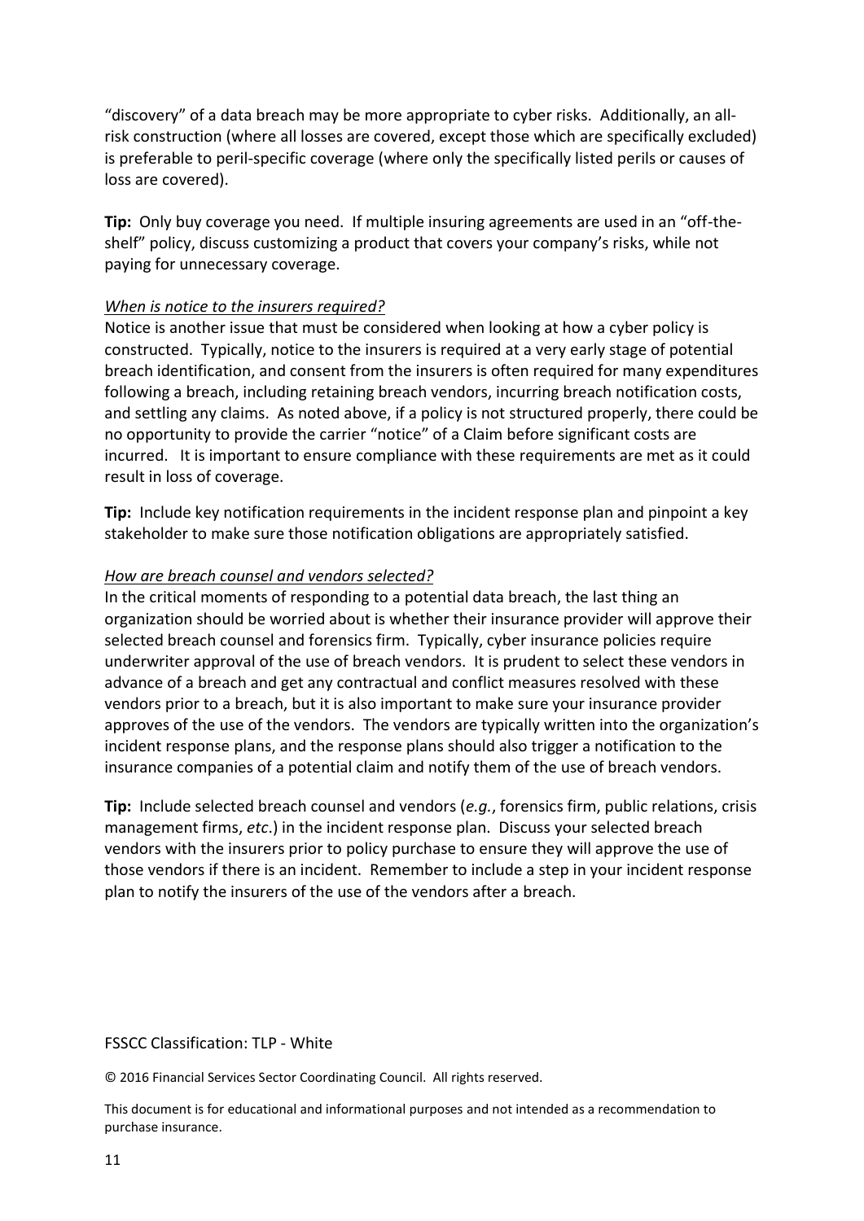"discovery" of a data breach may be more appropriate to cyber risks. Additionally, an all-risk construction (where all losses are covered, except those which are specifically excluded) is preferable to peril-specific coverage (where only the specifically listed perils or causes of loss are covered).

**Tip:** Only buy coverage you need. If multiple insuring agreements are used in an "off-the-shelf" policy, discuss customizing a product that covers your company's risks, while not paying for unnecessary coverage.

*When is notice to the insurers required?*

Notice is another issue that must be considered when looking at how a cyber policy is constructed. Typically, notice to the insurers is required at a very early stage of potential breach identification, and consent from the insurers is often required for many expenditures following a breach, including retaining breach vendors, incurring breach notification costs, and settling any claims. As noted above, if a policy is not structured properly, there could be no opportunity to provide the carrier "notice" of a Claim before significant costs are incurred. It is important to ensure compliance with these requirements are met as it could result in loss of coverage.

**Tip:** Include key notification requirements in the incident response plan and pinpoint a key stakeholder to make sure those notification obligations are appropriately satisfied.

*How are breach counsel and vendors selected?*

In the critical moments of responding to a potential data breach, the last thing an organization should be worried about is whether their insurance provider will approve their selected breach counsel and forensics firm. Typically, cyber insurance policies require underwriter approval of the use of breach vendors. It is prudent to select these vendors in advance of a breach and get any contractual and conflict measures resolved with these vendors prior to a breach, but it is also important to make sure your insurance provider approves of the use of the vendors. The vendors are typically written into the organization's incident response plans, and the response plans should also trigger a notification to the insurance companies of a potential claim and notify them of the use of breach vendors.

**Tip:** Include selected breach counsel and vendors (*e.g.*, forensics firm, public relations, crisis management firms, *etc*.) in the incident response plan. Discuss your selected breach vendors with the insurers prior to policy purchase to ensure they will approve the use of those vendors if there is an incident. Remember to include a step in your incident response plan to notify the insurers of the use of the vendors after a breach.

FSSCC Classification: TLP - White

© 2016 Financial Services Sector Coordinating Council. All rights reserved.

This document is for educational and informational purposes and not intended as a recommendation to purchase insurance.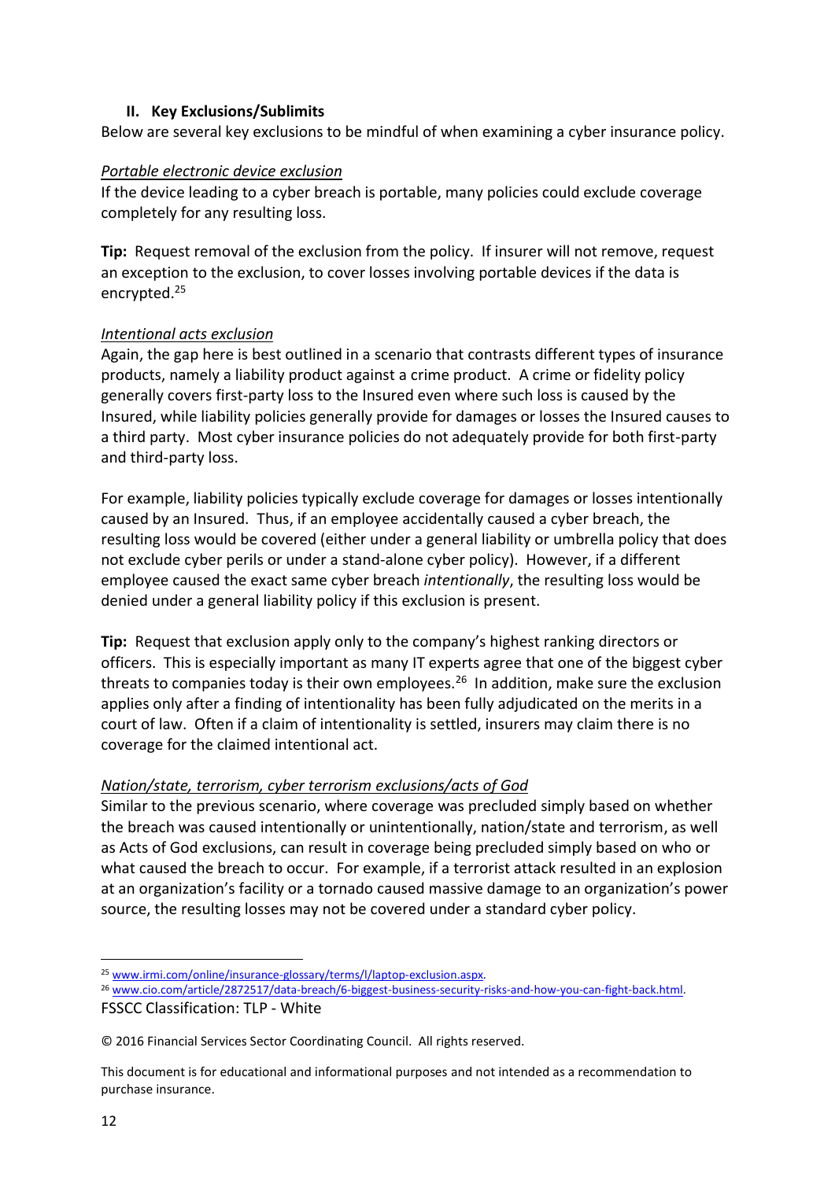### II. Key Exclusions/Sublimits

Below are several key exclusions to be mindful of when examining a cyber insurance policy.

*Portable electronic device exclusion*

If the device leading to a cyber breach is portable, many policies could exclude coverage completely for any resulting loss.

**Tip:** Request removal of the exclusion from the policy. If insurer will not remove, request an exception to the exclusion, to cover losses involving portable devices if the data is encrypted.[25]

*Intentional acts exclusion*

Again, the gap here is best outlined in a scenario that contrasts different types of insurance products, namely a liability product against a crime product. A crime or fidelity policy generally covers first-party loss to the Insured even where such loss is caused by the Insured, while liability policies generally provide for damages or losses the Insured causes to a third party. Most cyber insurance policies do not adequately provide for both first-party and third-party loss.

For example, liability policies typically exclude coverage for damages or losses intentionally caused by an Insured. Thus, if an employee accidentally caused a cyber breach, the resulting loss would be covered (either under a general liability or umbrella policy that does not exclude cyber perils or under a stand-alone cyber policy). However, if a different employee caused the exact same cyber breach *intentionally*, the resulting loss would be denied under a general liability policy if this exclusion is present.

**Tip:** Request that exclusion apply only to the company's highest ranking directors or officers. This is especially important as many IT experts agree that one of the biggest cyber threats to companies today is their own employees.[26] In addition, make sure the exclusion applies only after a finding of intentionality has been fully adjudicated on the merits in a court of law. Often if a claim of intentionality is settled, insurers may claim there is no coverage for the claimed intentional act.

*Nation/state, terrorism, cyber terrorism exclusions/acts of God*

Similar to the previous scenario, where coverage was precluded simply based on whether the breach was caused intentionally or unintentionally, nation/state and terrorism, as well as Acts of God exclusions, can result in coverage being precluded simply based on who or what caused the breach to occur. For example, if a terrorist attack resulted in an explosion at an organization's facility or a tornado caused massive damage to an organization's power source, the resulting losses may not be covered under a standard cyber policy.

---

[25] www.irmi.com/online/insurance-glossary/terms/l/laptop-exclusion.aspx.

[26] www.cio.com/article/2872517/data-breach/6-biggest-business-security-risks-and-how-you-can-fight-back.html.

FSSCC Classification: TLP - White

© 2016 Financial Services Sector Coordinating Council. All rights reserved.

This document is for educational and informational purposes and not intended as a recommendation to purchase insurance.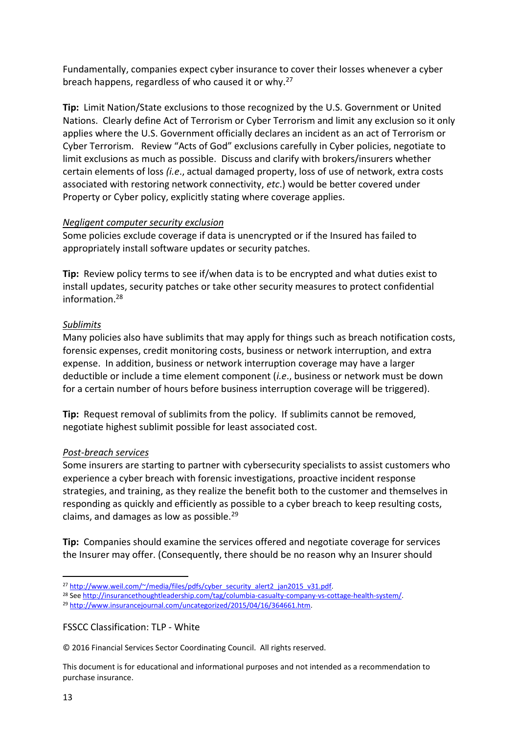Fundamentally, companies expect cyber insurance to cover their losses whenever a cyber breach happens, regardless of who caused it or why.[27]

**Tip:** Limit Nation/State exclusions to those recognized by the U.S. Government or United Nations. Clearly define Act of Terrorism or Cyber Terrorism and limit any exclusion so it only applies where the U.S. Government officially declares an incident as an act of Terrorism or Cyber Terrorism. Review "Acts of God" exclusions carefully in Cyber policies, negotiate to limit exclusions as much as possible. Discuss and clarify with brokers/insurers whether certain elements of loss *(i.e.*, actual damaged property, loss of use of network, extra costs associated with restoring network connectivity, *etc*.) would be better covered under Property or Cyber policy, explicitly stating where coverage applies.

*Negligent computer security exclusion*

Some policies exclude coverage if data is unencrypted or if the Insured has failed to appropriately install software updates or security patches.

**Tip:** Review policy terms to see if/when data is to be encrypted and what duties exist to install updates, security patches or take other security measures to protect confidential information.[28]

*Sublimits*

Many policies also have sublimits that may apply for things such as breach notification costs, forensic expenses, credit monitoring costs, business or network interruption, and extra expense. In addition, business or network interruption coverage may have a larger deductible or include a time element component (*i.e*., business or network must be down for a certain number of hours before business interruption coverage will be triggered).

**Tip:** Request removal of sublimits from the policy. If sublimits cannot be removed, negotiate highest sublimit possible for least associated cost.

*Post-breach services*

Some insurers are starting to partner with cybersecurity specialists to assist customers who experience a cyber breach with forensic investigations, proactive incident response strategies, and training, as they realize the benefit both to the customer and themselves in responding as quickly and efficiently as possible to a cyber breach to keep resulting costs, claims, and damages as low as possible.[29]

**Tip:** Companies should examine the services offered and negotiate coverage for services the Insurer may offer. (Consequently, there should be no reason why an Insurer should

---

[27] http://www.weil.com/~/media/files/pdfs/cyber_security_alert2_jan2015_v31.pdf.

[28] See http://insurancethoughtleadership.com/tag/columbia-casualty-company-vs-cottage-health-system/.

[29] http://www.insurancejournal.com/uncategorized/2015/04/16/364661.htm.

FSSCC Classification: TLP - White

© 2016 Financial Services Sector Coordinating Council. All rights reserved.

This document is for educational and informational purposes and not intended as a recommendation to purchase insurance.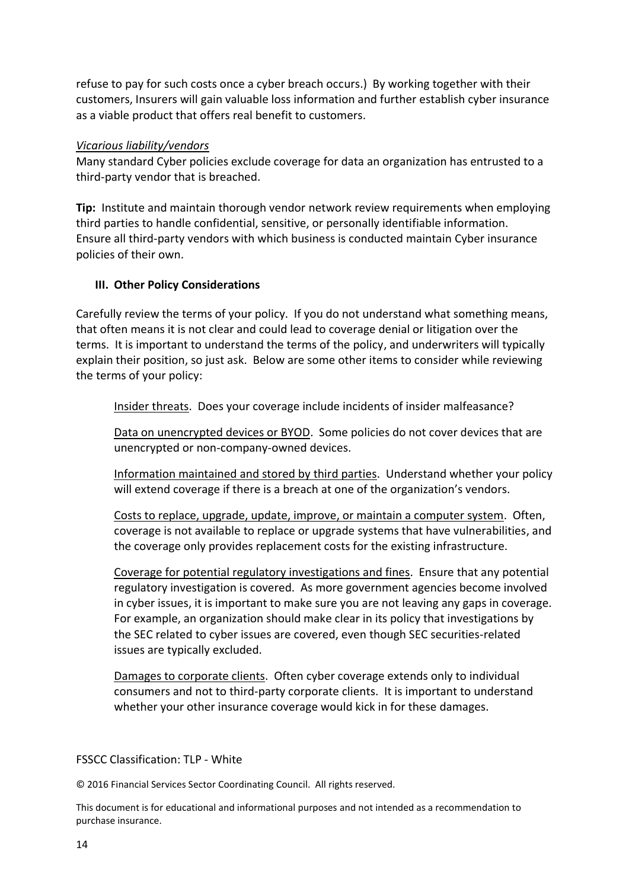refuse to pay for such costs once a cyber breach occurs.) By working together with their customers, Insurers will gain valuable loss information and further establish cyber insurance as a viable product that offers real benefit to customers.

*Vicarious liability/vendors*

Many standard Cyber policies exclude coverage for data an organization has entrusted to a third-party vendor that is breached.

**Tip:** Institute and maintain thorough vendor network review requirements when employing third parties to handle confidential, sensitive, or personally identifiable information. Ensure all third-party vendors with which business is conducted maintain Cyber insurance policies of their own.

### III. Other Policy Considerations

Carefully review the terms of your policy. If you do not understand what something means, that often means it is not clear and could lead to coverage denial or litigation over the terms. It is important to understand the terms of the policy, and underwriters will typically explain their position, so just ask. Below are some other items to consider while reviewing the terms of your policy:

Insider threats. Does your coverage include incidents of insider malfeasance?

Data on unencrypted devices or BYOD. Some policies do not cover devices that are unencrypted or non-company-owned devices.

Information maintained and stored by third parties. Understand whether your policy will extend coverage if there is a breach at one of the organization's vendors.

Costs to replace, upgrade, update, improve, or maintain a computer system. Often, coverage is not available to replace or upgrade systems that have vulnerabilities, and the coverage only provides replacement costs for the existing infrastructure.

Coverage for potential regulatory investigations and fines. Ensure that any potential regulatory investigation is covered. As more government agencies become involved in cyber issues, it is important to make sure you are not leaving any gaps in coverage. For example, an organization should make clear in its policy that investigations by the SEC related to cyber issues are covered, even though SEC securities-related issues are typically excluded.

Damages to corporate clients. Often cyber coverage extends only to individual consumers and not to third-party corporate clients. It is important to understand whether your other insurance coverage would kick in for these damages.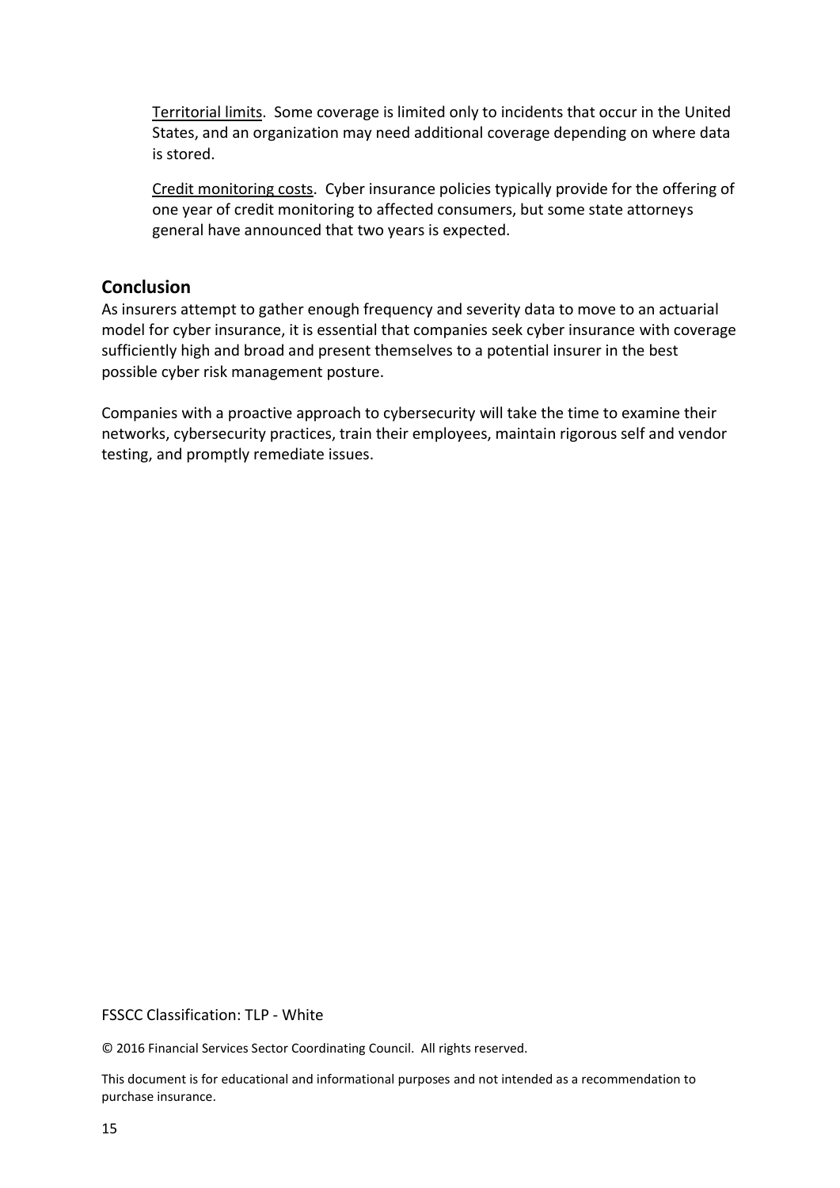Territorial limits. Some coverage is limited only to incidents that occur in the United States, and an organization may need additional coverage depending on where data is stored.

Credit monitoring costs. Cyber insurance policies typically provide for the offering of one year of credit monitoring to affected consumers, but some state attorneys general have announced that two years is expected.

## Conclusion

As insurers attempt to gather enough frequency and severity data to move to an actuarial model for cyber insurance, it is essential that companies seek cyber insurance with coverage sufficiently high and broad and present themselves to a potential insurer in the best possible cyber risk management posture.

Companies with a proactive approach to cybersecurity will take the time to examine their networks, cybersecurity practices, train their employees, maintain rigorous self and vendor testing, and promptly remediate issues.

FSSCC Classification: TLP - White

© 2016 Financial Services Sector Coordinating Council. All rights reserved.

This document is for educational and informational purposes and not intended as a recommendation to purchase insurance.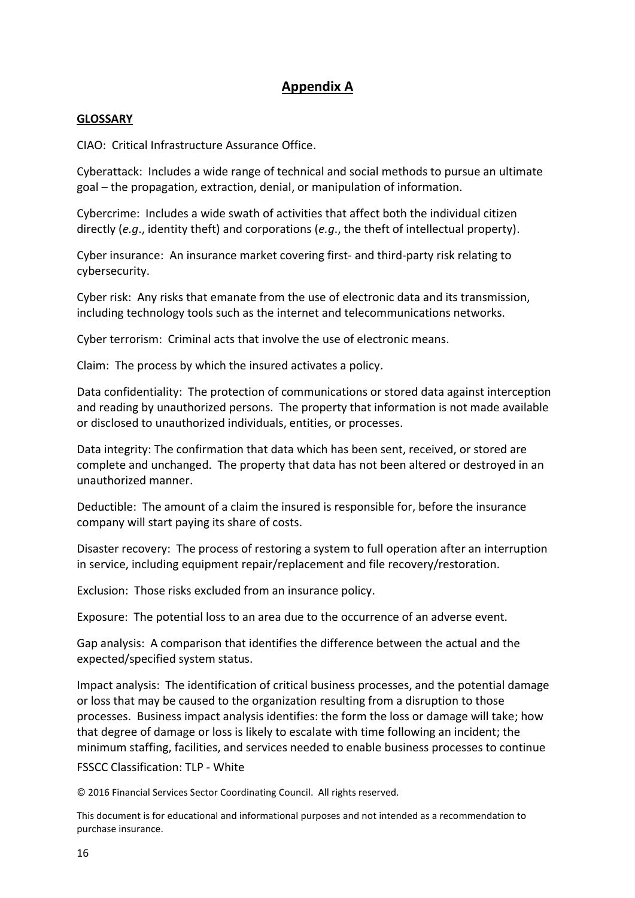# Appendix A

**GLOSSARY**

CIAO: Critical Infrastructure Assurance Office.

Cyberattack: Includes a wide range of technical and social methods to pursue an ultimate goal – the propagation, extraction, denial, or manipulation of information.

Cybercrime: Includes a wide swath of activities that affect both the individual citizen directly (*e.g*., identity theft) and corporations (*e.g*., the theft of intellectual property).

Cyber insurance: An insurance market covering first- and third-party risk relating to cybersecurity.

Cyber risk: Any risks that emanate from the use of electronic data and its transmission, including technology tools such as the internet and telecommunications networks.

Cyber terrorism: Criminal acts that involve the use of electronic means.

Claim: The process by which the insured activates a policy.

Data confidentiality: The protection of communications or stored data against interception and reading by unauthorized persons. The property that information is not made available or disclosed to unauthorized individuals, entities, or processes.

Data integrity: The confirmation that data which has been sent, received, or stored are complete and unchanged. The property that data has not been altered or destroyed in an unauthorized manner.

Deductible: The amount of a claim the insured is responsible for, before the insurance company will start paying its share of costs.

Disaster recovery: The process of restoring a system to full operation after an interruption in service, including equipment repair/replacement and file recovery/restoration.

Exclusion: Those risks excluded from an insurance policy.

Exposure: The potential loss to an area due to the occurrence of an adverse event.

Gap analysis: A comparison that identifies the difference between the actual and the expected/specified system status.

Impact analysis: The identification of critical business processes, and the potential damage or loss that may be caused to the organization resulting from a disruption to those processes. Business impact analysis identifies: the form the loss or damage will take; how that degree of damage or loss is likely to escalate with time following an incident; the minimum staffing, facilities, and services needed to enable business processes to continue

FSSCC Classification: TLP - White

© 2016 Financial Services Sector Coordinating Council. All rights reserved.

This document is for educational and informational purposes and not intended as a recommendation to purchase insurance.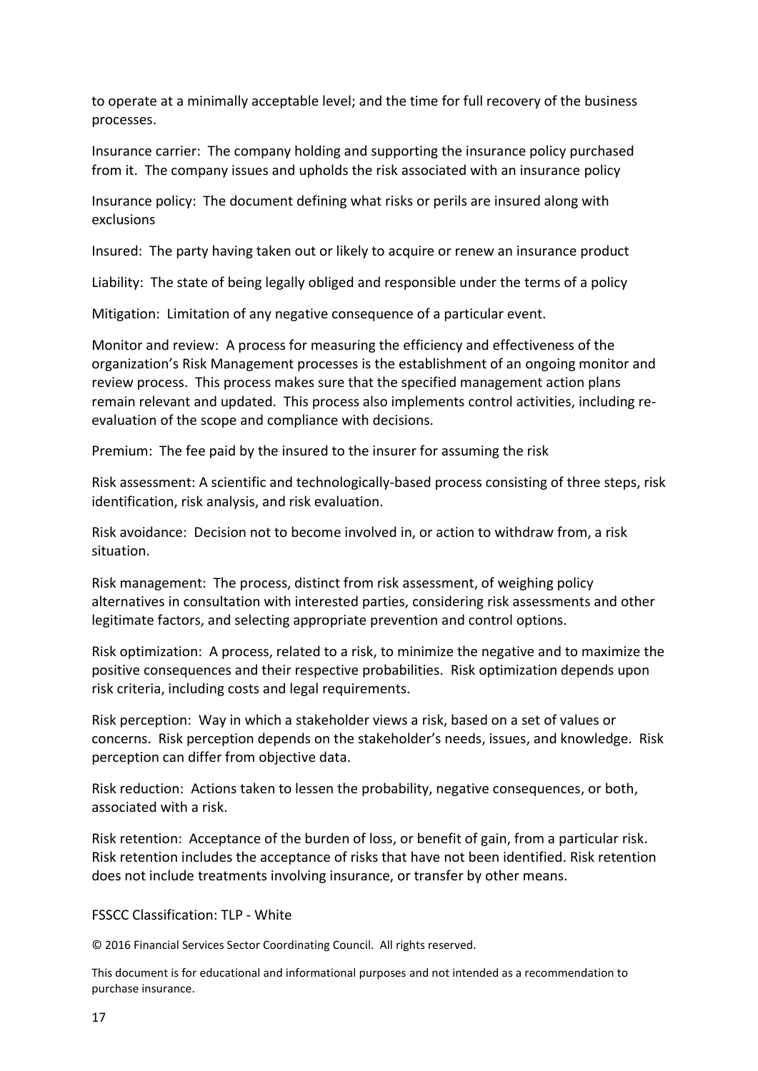to operate at a minimally acceptable level; and the time for full recovery of the business processes.

Insurance carrier: The company holding and supporting the insurance policy purchased from it. The company issues and upholds the risk associated with an insurance policy

Insurance policy: The document defining what risks or perils are insured along with exclusions

Insured: The party having taken out or likely to acquire or renew an insurance product

Liability: The state of being legally obliged and responsible under the terms of a policy

Mitigation: Limitation of any negative consequence of a particular event.

Monitor and review: A process for measuring the efficiency and effectiveness of the organization's Risk Management processes is the establishment of an ongoing monitor and review process. This process makes sure that the specified management action plans remain relevant and updated. This process also implements control activities, including re-evaluation of the scope and compliance with decisions.

Premium: The fee paid by the insured to the insurer for assuming the risk

Risk assessment: A scientific and technologically-based process consisting of three steps, risk identification, risk analysis, and risk evaluation.

Risk avoidance: Decision not to become involved in, or action to withdraw from, a risk situation.

Risk management: The process, distinct from risk assessment, of weighing policy alternatives in consultation with interested parties, considering risk assessments and other legitimate factors, and selecting appropriate prevention and control options.

Risk optimization: A process, related to a risk, to minimize the negative and to maximize the positive consequences and their respective probabilities. Risk optimization depends upon risk criteria, including costs and legal requirements.

Risk perception: Way in which a stakeholder views a risk, based on a set of values or concerns. Risk perception depends on the stakeholder's needs, issues, and knowledge. Risk perception can differ from objective data.

Risk reduction: Actions taken to lessen the probability, negative consequences, or both, associated with a risk.

Risk retention: Acceptance of the burden of loss, or benefit of gain, from a particular risk. Risk retention includes the acceptance of risks that have not been identified. Risk retention does not include treatments involving insurance, or transfer by other means.

FSSCC Classification: TLP - White

© 2016 Financial Services Sector Coordinating Council. All rights reserved.

This document is for educational and informational purposes and not intended as a recommendation to purchase insurance.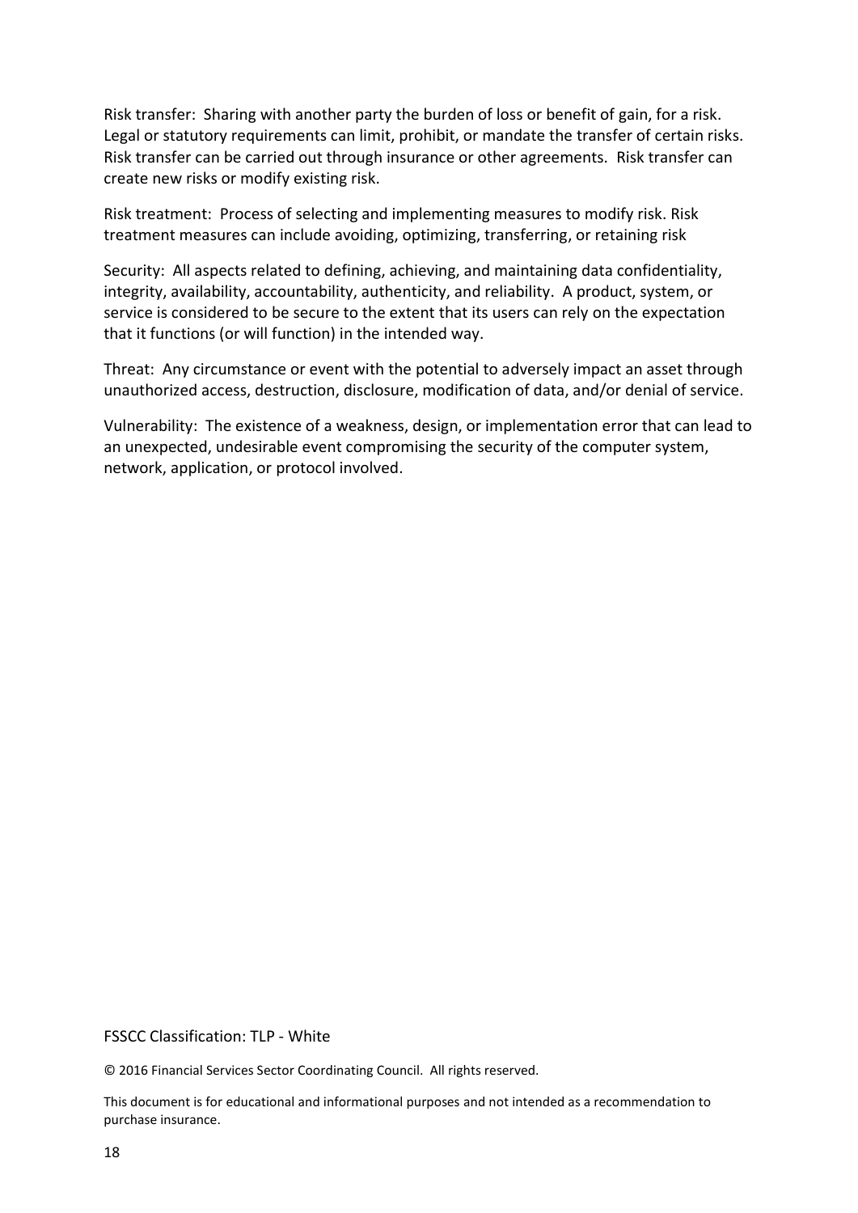Risk transfer: Sharing with another party the burden of loss or benefit of gain, for a risk. Legal or statutory requirements can limit, prohibit, or mandate the transfer of certain risks. Risk transfer can be carried out through insurance or other agreements. Risk transfer can create new risks or modify existing risk.

Risk treatment: Process of selecting and implementing measures to modify risk. Risk treatment measures can include avoiding, optimizing, transferring, or retaining risk

Security: All aspects related to defining, achieving, and maintaining data confidentiality, integrity, availability, accountability, authenticity, and reliability. A product, system, or service is considered to be secure to the extent that its users can rely on the expectation that it functions (or will function) in the intended way.

Threat: Any circumstance or event with the potential to adversely impact an asset through unauthorized access, destruction, disclosure, modification of data, and/or denial of service.

Vulnerability: The existence of a weakness, design, or implementation error that can lead to an unexpected, undesirable event compromising the security of the computer system, network, application, or protocol involved.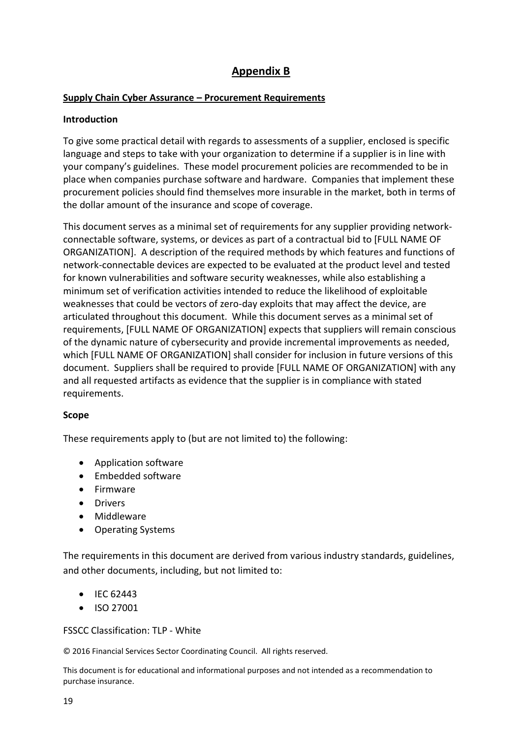# Appendix B

## Supply Chain Cyber Assurance – Procurement Requirements

### Introduction

To give some practical detail with regards to assessments of a supplier, enclosed is specific language and steps to take with your organization to determine if a supplier is in line with your company's guidelines. These model procurement policies are recommended to be in place when companies purchase software and hardware. Companies that implement these procurement policies should find themselves more insurable in the market, both in terms of the dollar amount of the insurance and scope of coverage.

This document serves as a minimal set of requirements for any supplier providing network-connectable software, systems, or devices as part of a contractual bid to [FULL NAME OF ORGANIZATION]. A description of the required methods by which features and functions of network-connectable devices are expected to be evaluated at the product level and tested for known vulnerabilities and software security weaknesses, while also establishing a minimum set of verification activities intended to reduce the likelihood of exploitable weaknesses that could be vectors of zero-day exploits that may affect the device, are articulated throughout this document. While this document serves as a minimal set of requirements, [FULL NAME OF ORGANIZATION] expects that suppliers will remain conscious of the dynamic nature of cybersecurity and provide incremental improvements as needed, which [FULL NAME OF ORGANIZATION] shall consider for inclusion in future versions of this document. Suppliers shall be required to provide [FULL NAME OF ORGANIZATION] with any and all requested artifacts as evidence that the supplier is in compliance with stated requirements.

### Scope

These requirements apply to (but are not limited to) the following:

- Application software
- Embedded software
- Firmware
- Drivers
- Middleware
- Operating Systems

The requirements in this document are derived from various industry standards, guidelines, and other documents, including, but not limited to:

- IEC 62443
- ISO 27001

FSSCC Classification: TLP - White

© 2016 Financial Services Sector Coordinating Council. All rights reserved.

This document is for educational and informational purposes and not intended as a recommendation to purchase insurance.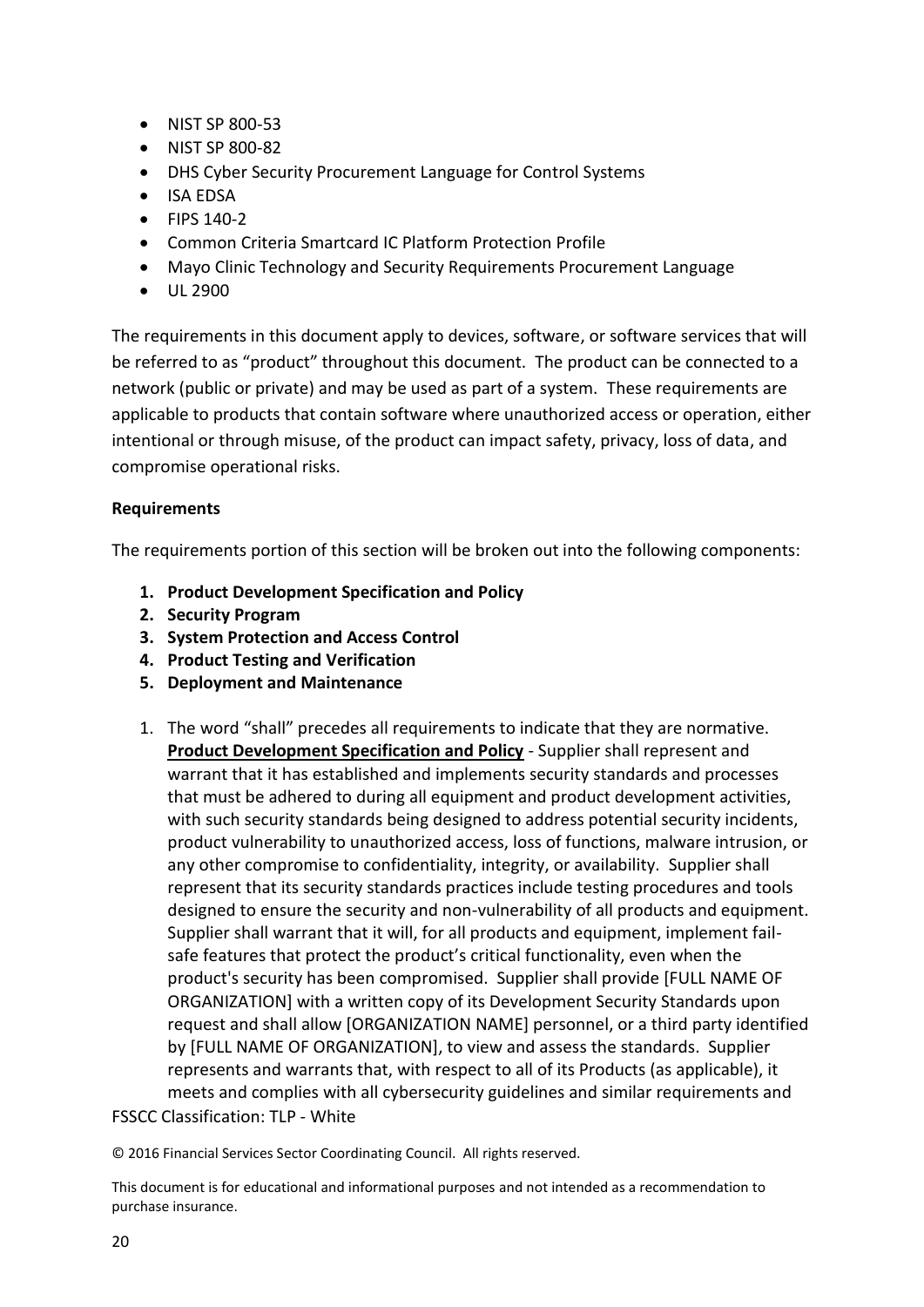- NIST SP 800-53
- NIST SP 800-82
- DHS Cyber Security Procurement Language for Control Systems
- ISA EDSA
- FIPS 140-2
- Common Criteria Smartcard IC Platform Protection Profile
- Mayo Clinic Technology and Security Requirements Procurement Language
- UL 2900

The requirements in this document apply to devices, software, or software services that will be referred to as "product" throughout this document. The product can be connected to a network (public or private) and may be used as part of a system. These requirements are applicable to products that contain software where unauthorized access or operation, either intentional or through misuse, of the product can impact safety, privacy, loss of data, and compromise operational risks.

**Requirements**

The requirements portion of this section will be broken out into the following components:

1. **Product Development Specification and Policy**
2. **Security Program**
3. **System Protection and Access Control**
4. **Product Testing and Verification**
5. **Deployment and Maintenance**

1. The word "shall" precedes all requirements to indicate that they are normative. **Product Development Specification and Policy** - Supplier shall represent and warrant that it has established and implements security standards and processes that must be adhered to during all equipment and product development activities, with such security standards being designed to address potential security incidents, product vulnerability to unauthorized access, loss of functions, malware intrusion, or any other compromise to confidentiality, integrity, or availability. Supplier shall represent that its security standards practices include testing procedures and tools designed to ensure the security and non-vulnerability of all products and equipment. Supplier shall warrant that it will, for all products and equipment, implement fail-safe features that protect the product's critical functionality, even when the product's security has been compromised. Supplier shall provide [FULL NAME OF ORGANIZATION] with a written copy of its Development Security Standards upon request and shall allow [ORGANIZATION NAME] personnel, or a third party identified by [FULL NAME OF ORGANIZATION], to view and assess the standards. Supplier represents and warrants that, with respect to all of its Products (as applicable), it meets and complies with all cybersecurity guidelines and similar requirements and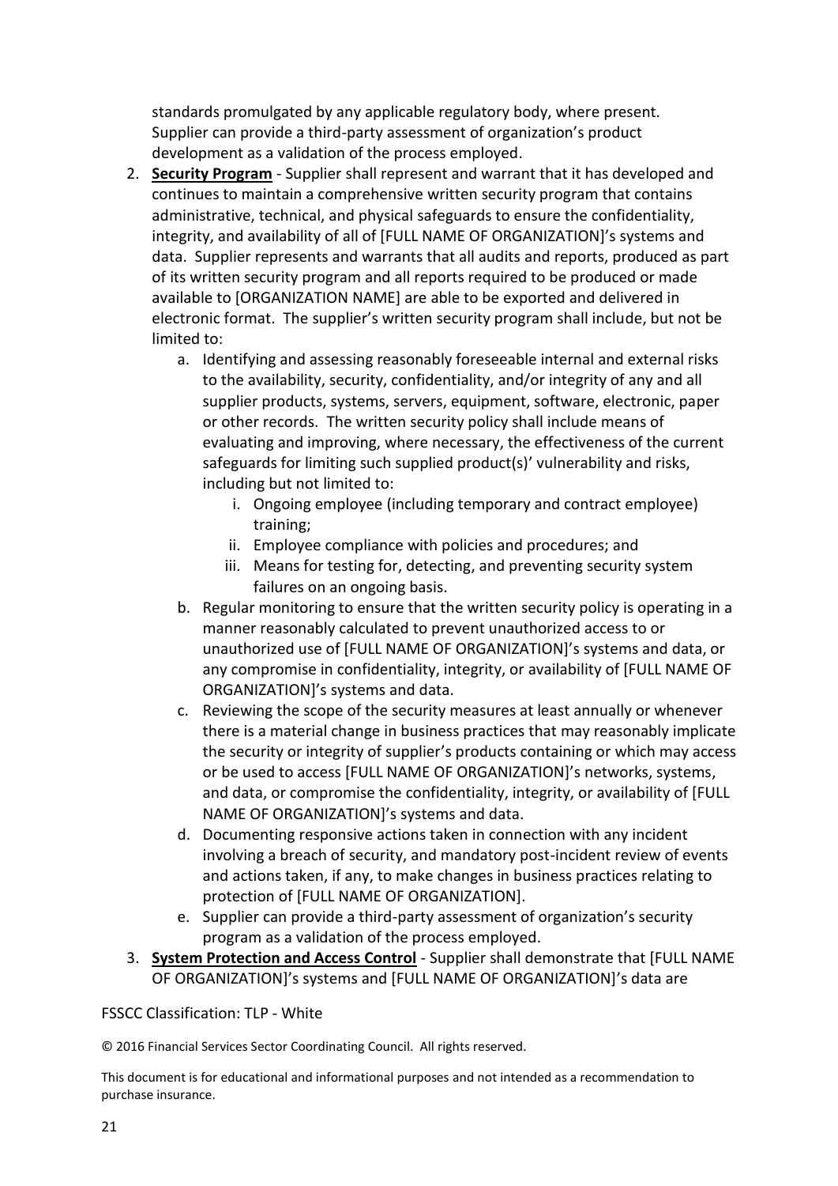standards promulgated by any applicable regulatory body, where present. Supplier can provide a third-party assessment of organization's product development as a validation of the process employed.

2. **Security Program** - Supplier shall represent and warrant that it has developed and continues to maintain a comprehensive written security program that contains administrative, technical, and physical safeguards to ensure the confidentiality, integrity, and availability of all of [FULL NAME OF ORGANIZATION]'s systems and data. Supplier represents and warrants that all audits and reports, produced as part of its written security program and all reports required to be produced or made available to [ORGANIZATION NAME] are able to be exported and delivered in electronic format. The supplier's written security program shall include, but not be limited to:
    a. Identifying and assessing reasonably foreseeable internal and external risks to the availability, security, confidentiality, and/or integrity of any and all supplier products, systems, servers, equipment, software, electronic, paper or other records. The written security policy shall include means of evaluating and improving, where necessary, the effectiveness of the current safeguards for limiting such supplied product(s)' vulnerability and risks, including but not limited to:
        i. Ongoing employee (including temporary and contract employee) training;
        ii. Employee compliance with policies and procedures; and
        iii. Means for testing for, detecting, and preventing security system failures on an ongoing basis.
    b. Regular monitoring to ensure that the written security policy is operating in a manner reasonably calculated to prevent unauthorized access to or unauthorized use of [FULL NAME OF ORGANIZATION]'s systems and data, or any compromise in confidentiality, integrity, or availability of [FULL NAME OF ORGANIZATION]'s systems and data.
    c. Reviewing the scope of the security measures at least annually or whenever there is a material change in business practices that may reasonably implicate the security or integrity of supplier's products containing or which may access or be used to access [FULL NAME OF ORGANIZATION]'s networks, systems, and data, or compromise the confidentiality, integrity, or availability of [FULL NAME OF ORGANIZATION]'s systems and data.
    d. Documenting responsive actions taken in connection with any incident involving a breach of security, and mandatory post-incident review of events and actions taken, if any, to make changes in business practices relating to protection of [FULL NAME OF ORGANIZATION].
    e. Supplier can provide a third-party assessment of organization's security program as a validation of the process employed.
3. **System Protection and Access Control** - Supplier shall demonstrate that [FULL NAME OF ORGANIZATION]'s systems and [FULL NAME OF ORGANIZATION]'s data are

FSSCC Classification: TLP - White

© 2016 Financial Services Sector Coordinating Council. All rights reserved.

This document is for educational and informational purposes and not intended as a recommendation to purchase insurance.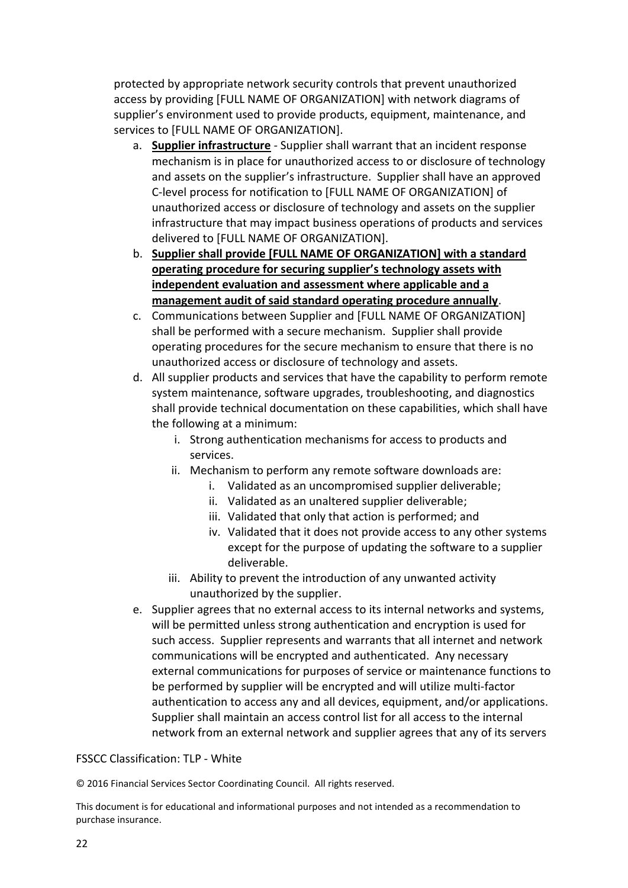protected by appropriate network security controls that prevent unauthorized access by providing [FULL NAME OF ORGANIZATION] with network diagrams of supplier's environment used to provide products, equipment, maintenance, and services to [FULL NAME OF ORGANIZATION].

a. **Supplier infrastructure** - Supplier shall warrant that an incident response mechanism is in place for unauthorized access to or disclosure of technology and assets on the supplier's infrastructure. Supplier shall have an approved C-level process for notification to [FULL NAME OF ORGANIZATION] of unauthorized access or disclosure of technology and assets on the supplier infrastructure that may impact business operations of products and services delivered to [FULL NAME OF ORGANIZATION].
b. **Supplier shall provide [FULL NAME OF ORGANIZATION] with a standard operating procedure for securing supplier's technology assets with independent evaluation and assessment where applicable and a management audit of said standard operating procedure annually**.
c. Communications between Supplier and [FULL NAME OF ORGANIZATION] shall be performed with a secure mechanism. Supplier shall provide operating procedures for the secure mechanism to ensure that there is no unauthorized access or disclosure of technology and assets.
d. All supplier products and services that have the capability to perform remote system maintenance, software upgrades, troubleshooting, and diagnostics shall provide technical documentation on these capabilities, which shall have the following at a minimum:
    i. Strong authentication mechanisms for access to products and services.
    ii. Mechanism to perform any remote software downloads are:
        i. Validated as an uncompromised supplier deliverable;
        ii. Validated as an unaltered supplier deliverable;
        iii. Validated that only that action is performed; and
        iv. Validated that it does not provide access to any other systems except for the purpose of updating the software to a supplier deliverable.
    iii. Ability to prevent the introduction of any unwanted activity unauthorized by the supplier.
e. Supplier agrees that no external access to its internal networks and systems, will be permitted unless strong authentication and encryption is used for such access. Supplier represents and warrants that all internet and network communications will be encrypted and authenticated. Any necessary external communications for purposes of service or maintenance functions to be performed by supplier will be encrypted and will utilize multi-factor authentication to access any and all devices, equipment, and/or applications. Supplier shall maintain an access control list for all access to the internal network from an external network and supplier agrees that any of its servers

FSSCC Classification: TLP - White

© 2016 Financial Services Sector Coordinating Council. All rights reserved.

This document is for educational and informational purposes and not intended as a recommendation to purchase insurance.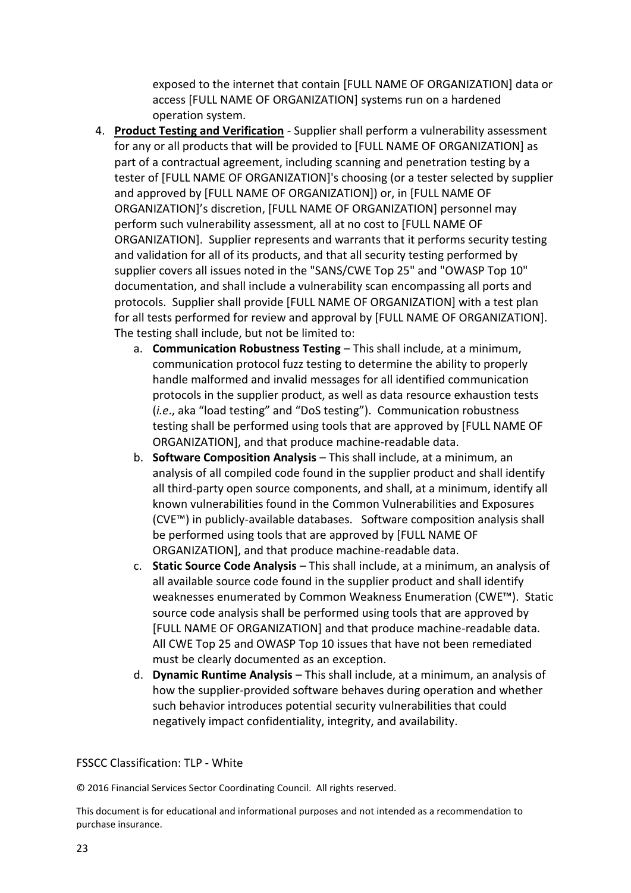exposed to the internet that contain [FULL NAME OF ORGANIZATION] data or access [FULL NAME OF ORGANIZATION] systems run on a hardened operation system.

4. **Product Testing and Verification** - Supplier shall perform a vulnerability assessment for any or all products that will be provided to [FULL NAME OF ORGANIZATION] as part of a contractual agreement, including scanning and penetration testing by a tester of [FULL NAME OF ORGANIZATION]'s choosing (or a tester selected by supplier and approved by [FULL NAME OF ORGANIZATION]) or, in [FULL NAME OF ORGANIZATION]'s discretion, [FULL NAME OF ORGANIZATION] personnel may perform such vulnerability assessment, all at no cost to [FULL NAME OF ORGANIZATION]. Supplier represents and warrants that it performs security testing and validation for all of its products, and that all security testing performed by supplier covers all issues noted in the "SANS/CWE Top 25" and "OWASP Top 10" documentation, and shall include a vulnerability scan encompassing all ports and protocols. Supplier shall provide [FULL NAME OF ORGANIZATION] with a test plan for all tests performed for review and approval by [FULL NAME OF ORGANIZATION]. The testing shall include, but not be limited to:
   a. **Communication Robustness Testing** – This shall include, at a minimum, communication protocol fuzz testing to determine the ability to properly handle malformed and invalid messages for all identified communication protocols in the supplier product, as well as data resource exhaustion tests (*i.e*., aka "load testing" and "DoS testing"). Communication robustness testing shall be performed using tools that are approved by [FULL NAME OF ORGANIZATION], and that produce machine-readable data.
   b. **Software Composition Analysis** – This shall include, at a minimum, an analysis of all compiled code found in the supplier product and shall identify all third-party open source components, and shall, at a minimum, identify all known vulnerabilities found in the Common Vulnerabilities and Exposures (CVE™) in publicly-available databases. Software composition analysis shall be performed using tools that are approved by [FULL NAME OF ORGANIZATION], and that produce machine-readable data.
   c. **Static Source Code Analysis** – This shall include, at a minimum, an analysis of all available source code found in the supplier product and shall identify weaknesses enumerated by Common Weakness Enumeration (CWE™). Static source code analysis shall be performed using tools that are approved by [FULL NAME OF ORGANIZATION] and that produce machine-readable data. All CWE Top 25 and OWASP Top 10 issues that have not been remediated must be clearly documented as an exception.
   d. **Dynamic Runtime Analysis** – This shall include, at a minimum, an analysis of how the supplier-provided software behaves during operation and whether such behavior introduces potential security vulnerabilities that could negatively impact confidentiality, integrity, and availability.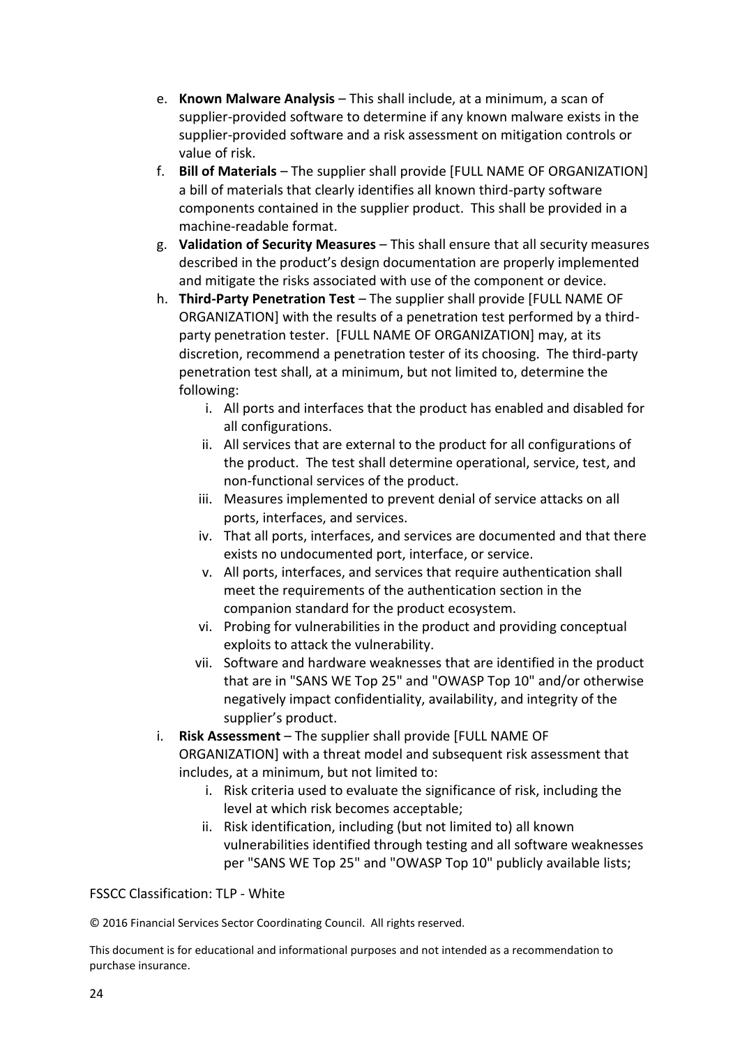e. **Known Malware Analysis** – This shall include, at a minimum, a scan of supplier-provided software to determine if any known malware exists in the supplier-provided software and a risk assessment on mitigation controls or value of risk.

f. **Bill of Materials** – The supplier shall provide [FULL NAME OF ORGANIZATION] a bill of materials that clearly identifies all known third-party software components contained in the supplier product. This shall be provided in a machine-readable format.

g. **Validation of Security Measures** – This shall ensure that all security measures described in the product's design documentation are properly implemented and mitigate the risks associated with use of the component or device.

h. **Third-Party Penetration Test** – The supplier shall provide [FULL NAME OF ORGANIZATION] with the results of a penetration test performed by a third-party penetration tester. [FULL NAME OF ORGANIZATION] may, at its discretion, recommend a penetration tester of its choosing. The third-party penetration test shall, at a minimum, but not limited to, determine the following:

   i. All ports and interfaces that the product has enabled and disabled for all configurations.

   ii. All services that are external to the product for all configurations of the product. The test shall determine operational, service, test, and non-functional services of the product.

   iii. Measures implemented to prevent denial of service attacks on all ports, interfaces, and services.

   iv. That all ports, interfaces, and services are documented and that there exists no undocumented port, interface, or service.

   v. All ports, interfaces, and services that require authentication shall meet the requirements of the authentication section in the companion standard for the product ecosystem.

   vi. Probing for vulnerabilities in the product and providing conceptual exploits to attack the vulnerability.

   vii. Software and hardware weaknesses that are identified in the product that are in "SANS WE Top 25" and "OWASP Top 10" and/or otherwise negatively impact confidentiality, availability, and integrity of the supplier's product.

i. **Risk Assessment** – The supplier shall provide [FULL NAME OF ORGANIZATION] with a threat model and subsequent risk assessment that includes, at a minimum, but not limited to:

   i. Risk criteria used to evaluate the significance of risk, including the level at which risk becomes acceptable;

   ii. Risk identification, including (but not limited to) all known vulnerabilities identified through testing and all software weaknesses per "SANS WE Top 25" and "OWASP Top 10" publicly available lists;

FSSCC Classification: TLP - White

© 2016 Financial Services Sector Coordinating Council. All rights reserved.

This document is for educational and informational purposes and not intended as a recommendation to purchase insurance.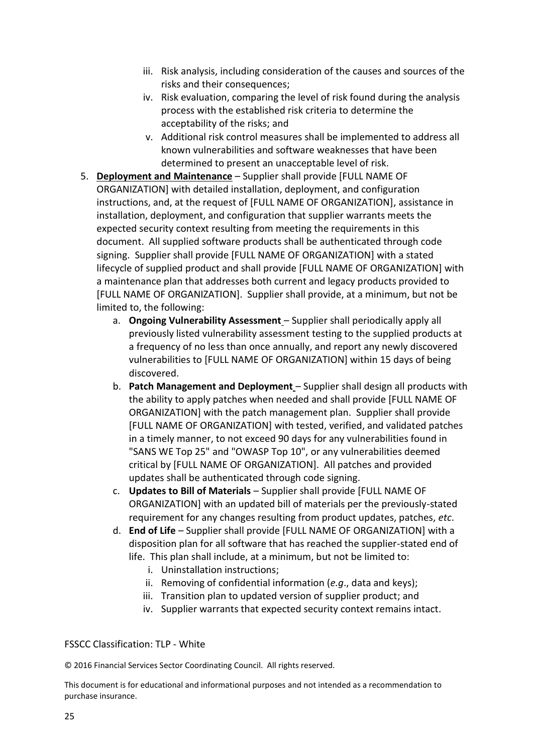iii. Risk analysis, including consideration of the causes and sources of the risks and their consequences;
   iv. Risk evaluation, comparing the level of risk found during the analysis process with the established risk criteria to determine the acceptability of the risks; and
   v. Additional risk control measures shall be implemented to address all known vulnerabilities and software weaknesses that have been determined to present an unacceptable level of risk.

5. **Deployment and Maintenance** – Supplier shall provide [FULL NAME OF ORGANIZATION] with detailed installation, deployment, and configuration instructions, and, at the request of [FULL NAME OF ORGANIZATION], assistance in installation, deployment, and configuration that supplier warrants meets the expected security context resulting from meeting the requirements in this document. All supplied software products shall be authenticated through code signing. Supplier shall provide [FULL NAME OF ORGANIZATION] with a stated lifecycle of supplied product and shall provide [FULL NAME OF ORGANIZATION] with a maintenance plan that addresses both current and legacy products provided to [FULL NAME OF ORGANIZATION]. Supplier shall provide, at a minimum, but not be limited to, the following:
   a. **Ongoing Vulnerability Assessment** – Supplier shall periodically apply all previously listed vulnerability assessment testing to the supplied products at a frequency of no less than once annually, and report any newly discovered vulnerabilities to [FULL NAME OF ORGANIZATION] within 15 days of being discovered.
   b. **Patch Management and Deployment** – Supplier shall design all products with the ability to apply patches when needed and shall provide [FULL NAME OF ORGANIZATION] with the patch management plan. Supplier shall provide [FULL NAME OF ORGANIZATION] with tested, verified, and validated patches in a timely manner, to not exceed 90 days for any vulnerabilities found in "SANS WE Top 25" and "OWASP Top 10", or any vulnerabilities deemed critical by [FULL NAME OF ORGANIZATION]. All patches and provided updates shall be authenticated through code signing.
   c. **Updates to Bill of Materials** – Supplier shall provide [FULL NAME OF ORGANIZATION] with an updated bill of materials per the previously-stated requirement for any changes resulting from product updates, patches, *etc*.
   d. **End of Life** – Supplier shall provide [FULL NAME OF ORGANIZATION] with a disposition plan for all software that has reached the supplier-stated end of life. This plan shall include, at a minimum, but not be limited to:
      i. Uninstallation instructions;
      ii. Removing of confidential information (*e.g*., data and keys);
      iii. Transition plan to updated version of supplier product; and
      iv. Supplier warrants that expected security context remains intact.

FSSCC Classification: TLP - White

© 2016 Financial Services Sector Coordinating Council. All rights reserved.

This document is for educational and informational purposes and not intended as a recommendation to purchase insurance.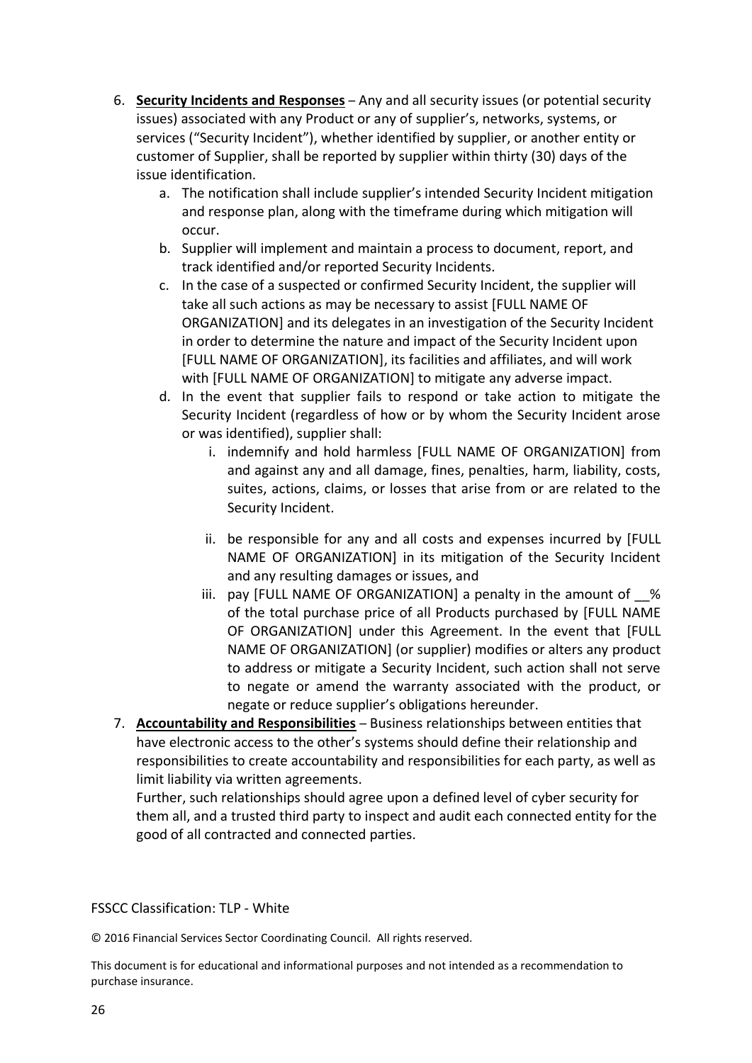6. **Security Incidents and Responses** – Any and all security issues (or potential security issues) associated with any Product or any of supplier's, networks, systems, or services ("Security Incident"), whether identified by supplier, or another entity or customer of Supplier, shall be reported by supplier within thirty (30) days of the issue identification.
   a. The notification shall include supplier's intended Security Incident mitigation and response plan, along with the timeframe during which mitigation will occur.
   b. Supplier will implement and maintain a process to document, report, and track identified and/or reported Security Incidents.
   c. In the case of a suspected or confirmed Security Incident, the supplier will take all such actions as may be necessary to assist [FULL NAME OF ORGANIZATION] and its delegates in an investigation of the Security Incident in order to determine the nature and impact of the Security Incident upon [FULL NAME OF ORGANIZATION], its facilities and affiliates, and will work with [FULL NAME OF ORGANIZATION] to mitigate any adverse impact.
   d. In the event that supplier fails to respond or take action to mitigate the Security Incident (regardless of how or by whom the Security Incident arose or was identified), supplier shall:
      i. indemnify and hold harmless [FULL NAME OF ORGANIZATION] from and against any and all damage, fines, penalties, harm, liability, costs, suites, actions, claims, or losses that arise from or are related to the Security Incident.
      ii. be responsible for any and all costs and expenses incurred by [FULL NAME OF ORGANIZATION] in its mitigation of the Security Incident and any resulting damages or issues, and
      iii. pay [FULL NAME OF ORGANIZATION] a penalty in the amount of __% of the total purchase price of all Products purchased by [FULL NAME OF ORGANIZATION] under this Agreement. In the event that [FULL NAME OF ORGANIZATION] (or supplier) modifies or alters any product to address or mitigate a Security Incident, such action shall not serve to negate or amend the warranty associated with the product, or negate or reduce supplier's obligations hereunder.
7. **Accountability and Responsibilities** – Business relationships between entities that have electronic access to the other's systems should define their relationship and responsibilities to create accountability and responsibilities for each party, as well as limit liability via written agreements.
   Further, such relationships should agree upon a defined level of cyber security for them all, and a trusted third party to inspect and audit each connected entity for the good of all contracted and connected parties.

FSSCC Classification: TLP - White

© 2016 Financial Services Sector Coordinating Council. All rights reserved.

This document is for educational and informational purposes and not intended as a recommendation to purchase insurance.